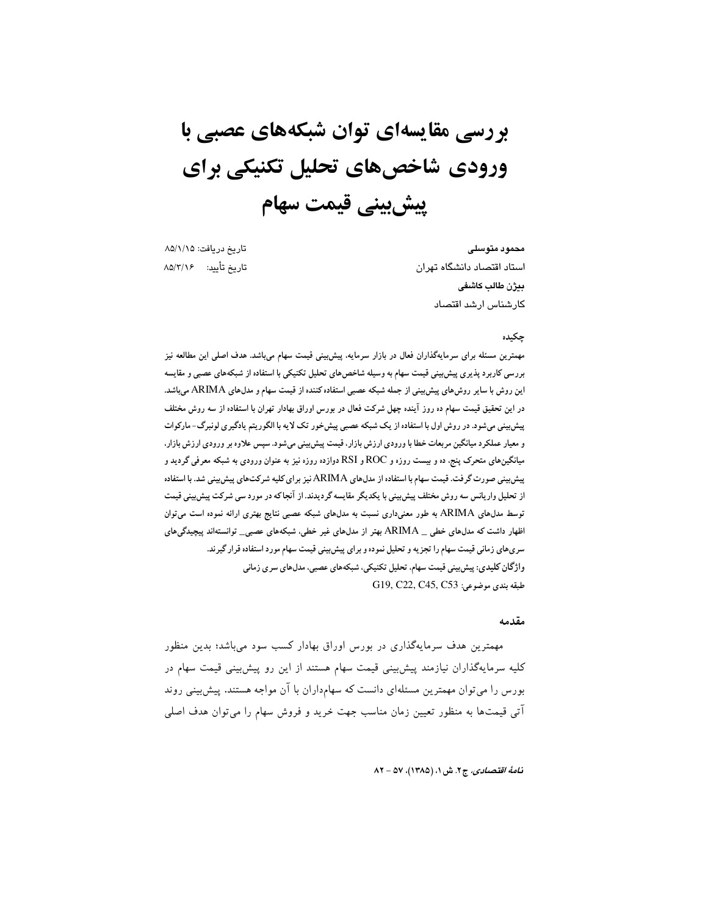# بررسی مقایسه‌ای توان شبکه‌های عصبی با ورودی شاخص‌های تحلیل تکنیکی برای پیش‌بینی قیمت سهام

**محمود متوسلی**
استاد اقتصاد دانشگاه تهران
**بیژن طالب کاشفی**
کارشناس ارشد اقتصاد

تاریخ دریافت: ۸۵/۱/۱۵
تاریخ تأیید: ۸۵/۳/۱۶

## چکیده

مهمترین مسئله برای سرمایه‌گذاران فعال در بازار سرمایه، پیش‌بینی قیمت سهام می‌باشد. هدف اصلی این مطالعه نیز بررسی کاربرد پذیری پیش‌بینی قیمت سهام به وسیله شاخص‌های تحلیل تکنیکی با استفاده از شبکه‌های عصبی و مقایسه این روش با سایر روش‌های پیش‌بینی از جمله شبکه عصبی استفاده‌کننده از قیمت سهام و مدل‌های ARIMA می‌باشد. در این تحقیق قیمت سهام ده روز آینده چهل شرکت فعال در بورس اوراق بهادار تهران با استفاده از سه روش مختلف پیش‌بینی می‌شود. در روش اول با استفاده از یک شبکه عصبی پیش‌خور تک لایه با الگوریتم یادگیری لونبرگ- مارکوات و معیار عملکرد میانگین مربعات خطا با ورودی ارزش بازار، قیمت پیش‌بینی می‌شود. سپس علاوه بر ورودی ارزش بازار، میانگین‌های متحرک پنج، ده و بیست روزه و ROC و RSI دوازده روزه نیز به عنوان ورودی به شبکه معرفی گردید و پیش‌بینی صورت گرفت. قیمت سهام با استفاده از مدل‌های ARIMA نیز برای کلیه شرکت‌های پیش‌بینی شد. با استفاده از تحلیل واریانس سه روش مختلف پیش‌بینی با یکدیگر مقایسه گردیدند. از آنجاکه در مورد سی شرکت پیش‌بینی قیمت توسط مدل‌های ARIMA به طور معنی‌داری نسبت به مدل‌های شبکه عصبی نتایج بهتری ارائه نموده است می‌توان اظهار داشت که مدل‌های خطی _ ARIMA بهتر از مدل‌های غیر خطی، شبکه‌های عصبی_ توانسته‌اند پیچیدگی‌های سری‌های زمانی قیمت سهام را تجزیه و تحلیل نموده و برای پیش‌بینی قیمت سهام مورد استفاده قرار گیرند.

**واژگان کلیدی:** پیش‌بینی قیمت سهام، تحلیل تکنیکی، شبکه‌های عصبی، مدل‌های سری زمانی

طبقه بندی موضوعی: G19, C22, C45, C53

## مقدمه

مهمترین هدف سرمایه‌گذاری در بورس اوراق بهادار کسب سود می‌باشد؛ بدین منظور کلیه سرمایه‌گذاران نیازمند پیش‌بینی قیمت سهام هستند از این رو پیش‌بینی قیمت سهام در بورس را می‌توان مهمترین مسئله‌ای دانست که سهام‌داران با آن مواجه هستند. پیش‌بینی روند آتی قیمت‌ها به منظور تعیین زمان مناسب جهت خرید و فروش سهام را می‌توان هدف اصلی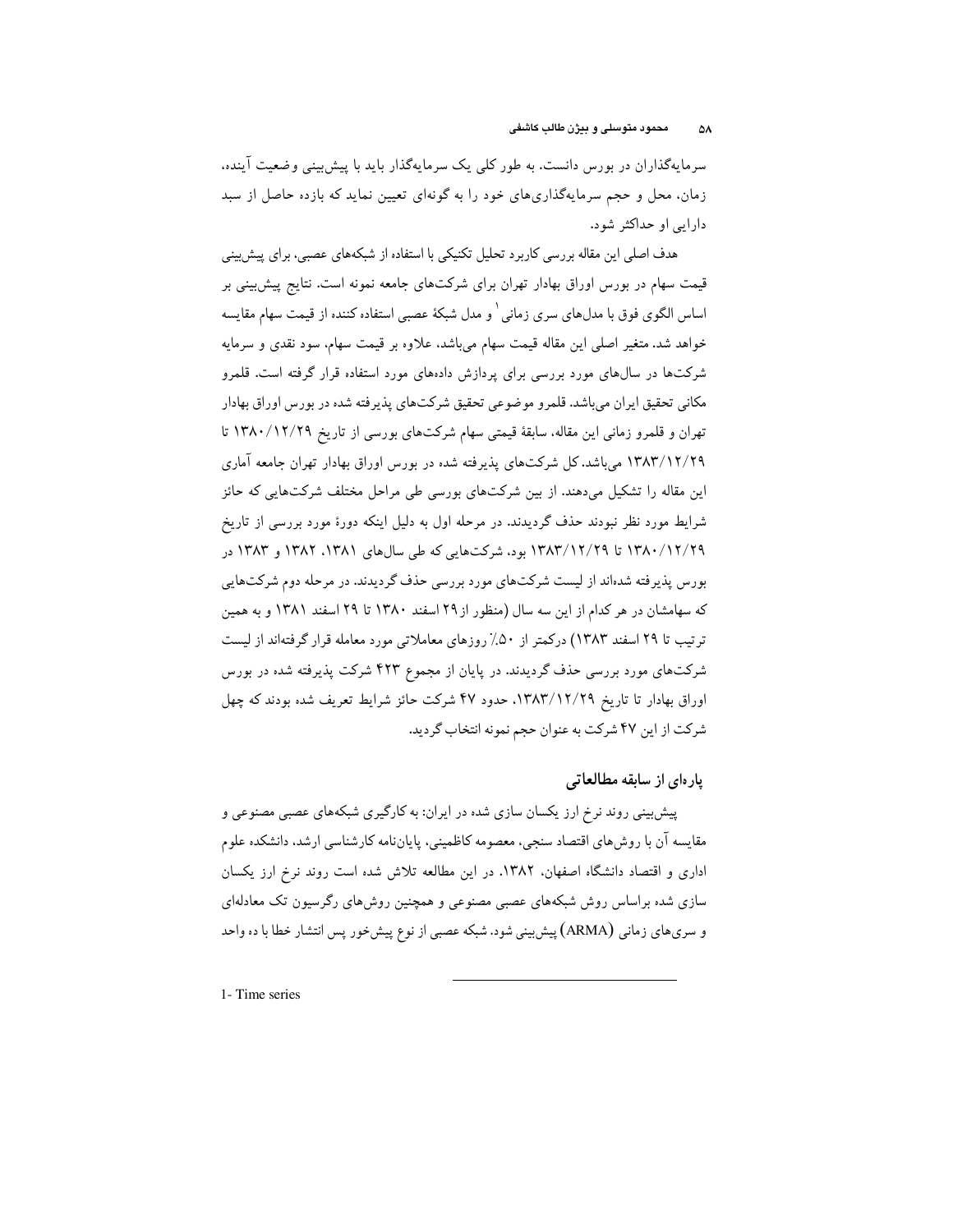سرمایه‌گذاران در بورس دانست. به طور کلی یک سرمایه‌گذار باید با پیش‌بینی وضعیت آینده، زمان، محل و حجم سرمایه‌گذاری‌های خود را به گونه‌ای تعیین نماید که بازده حاصل از سبد دارایی او حداکثر شود.

هدف اصلی این مقاله بررسی کاربرد تحلیل تکنیکی با استفاده از شبکه‌های عصبی، برای پیش‌بینی قیمت سهام در بورس اوراق بهادار تهران برای شرکت‌های جامعه نمونه است. نتایج پیش‌بینی بر اساس الگوی فوق با مدل‌های سری زمانی[1] و مدل شبکهٔ عصبی استفاده کننده از قیمت سهام مقایسه خواهد شد. متغیر اصلی این مقاله قیمت سهام می‌باشد، علاوه بر قیمت سهام، سود نقدی و سرمایه شرکت‌ها در سال‌های مورد بررسی برای پردازش داده‌های مورد استفاده قرار گرفته است. قلمرو مکانی تحقیق ایران می‌باشد. قلمرو موضوعی تحقیق شرکت‌های پذیرفته شده در بورس اوراق بهادار تهران و قلمرو زمانی این مقاله، سابقهٔ قیمتی سهام شرکت‌های بورسی از تاریخ ۱۳۸۰/۱۲/۲۹ تا ۱۳۸۳/۱۲/۲۹ می‌باشد. کل شرکت‌های پذیرفته شده در بورس اوراق بهادار تهران جامعه آماری این مقاله را تشکیل می‌دهند. از بین شرکت‌های بورسی طی مراحل مختلف شرکت‌هایی که حائز شرایط مورد نظر نبودند حذف گردیدند. در مرحله اول به دلیل اینکه دورهٔ مورد بررسی از تاریخ ۱۳۸۰/۱۲/۲۹ تا ۱۳۸۳/۱۲/۲۹ بود، شرکت‌هایی که طی سال‌های ۱۳۸۱، ۱۳۸۲ و ۱۳۸۳ در بورس پذیرفته شده‌اند از لیست شرکت‌های مورد بررسی حذف گردیدند. در مرحله دوم شرکت‌هایی که سهامشان در هر کدام از این سه سال (منظور از ۲۹ اسفند ۱۳۸۰ تا ۲۹ اسفند ۱۳۸۱ و به همین ترتیب تا ۲۹ اسفند ۱۳۸۳) درکمتر از ۵۰٪ روزهای معاملاتی مورد معامله قرار گرفته‌اند از لیست شرکت‌های مورد بررسی حذف گردیدند. در پایان از مجموع ۴۲۳ شرکت پذیرفته شده در بورس اوراق بهادار تا تاریخ ۱۳۸۳/۱۲/۲۹، حدود ۴۷ شرکت حائز شرایط تعریف شده بودند که چهل شرکت از این ۴۷ شرکت به عنوان حجم نمونه انتخاب گردید.

## پاره‌ای از سابقه مطالعاتی

پیش‌بینی روند نرخ ارز یکسان سازی شده در ایران: به کارگیری شبکه‌های عصبی مصنوعی و مقایسه آن با روش‌های اقتصاد سنجی، معصومه کاظمینی، پایان‌نامه کارشناسی ارشد، دانشکده علوم اداری و اقتصاد دانشگاه اصفهان، ۱۳۸۲. در این مطالعه تلاش شده است روند نرخ ارز یکسان سازی شده براساس روش شبکه‌های عصبی مصنوعی و همچنین روش‌های رگرسیون تک معادله‌ای و سری‌های زمانی (ARMA) پیش‌بینی شود. شبکه عصبی از نوع پیش‌خور پس انتشار خطا با ده واحد

---

1- Time series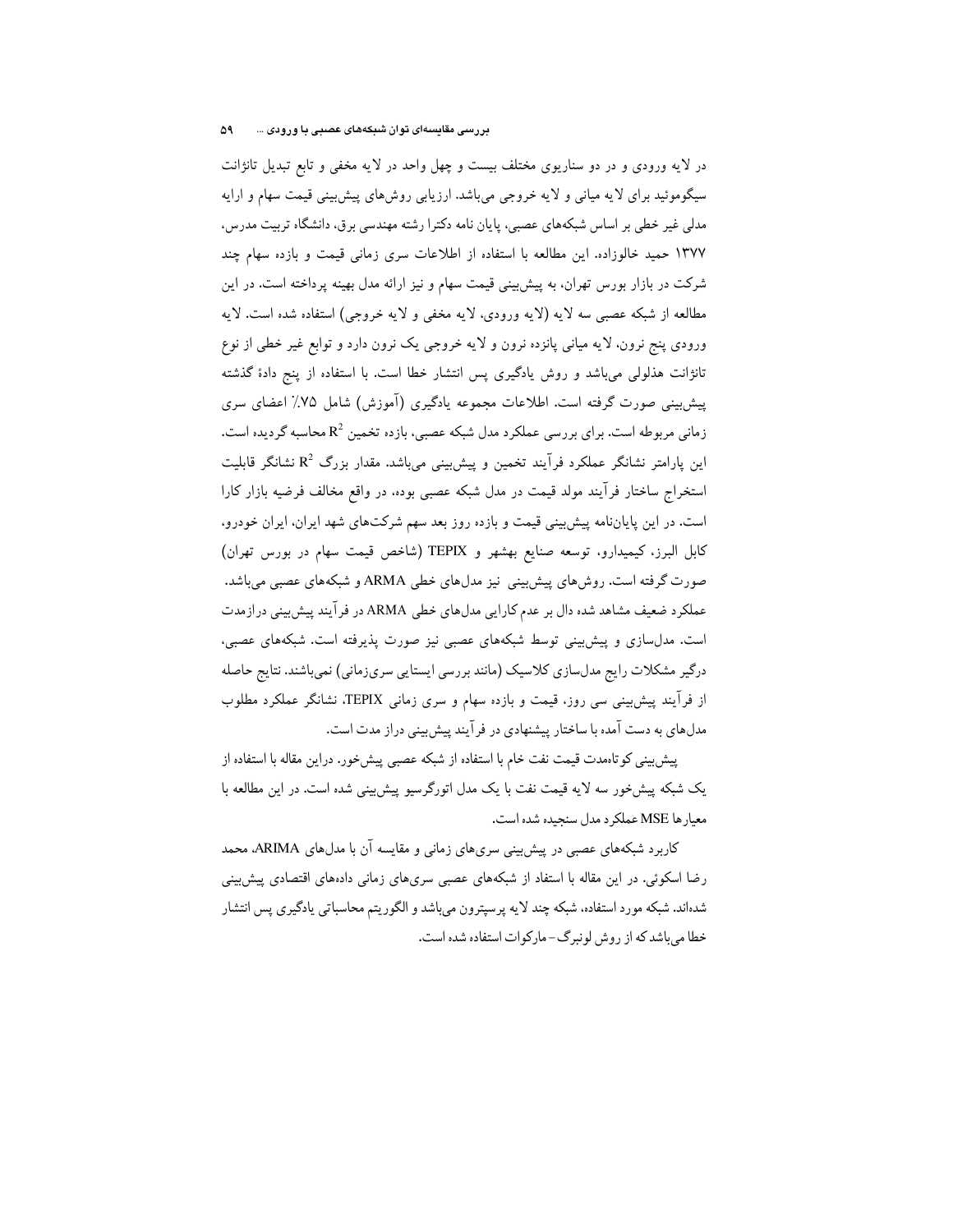در لایه ورودی و در دو سناریوی مختلف بیست و چهل واحد در لایه مخفی و تابع تبدیل تانژانت سیگموئید برای لایه میانی و لایه خروجی می‌باشد. ارزیابی روش‌های پیش‌بینی قیمت سهام و ارایه مدلی غیر خطی بر اساس شبکه‌های عصبی، پایان نامه دکترا رشته مهندسی برق، دانشگاه تربیت مدرس، ۱۳۷۷ حمید خالوزاده. این مطالعه با استفاده از اطلاعات سری زمانی قیمت و بازده سهام چند شرکت در بازار بورس تهران، به پیش‌بینی قیمت سهام و نیز ارائه مدل بهینه پرداخته است. در این مطالعه از شبکه عصبی سه لایه (لایه ورودی، لایه مخفی و لایه خروجی) استفاده شده است. لایه ورودی پنج نرون، لایه میانی پانزده نرون و لایه خروجی یک نرون دارد و توابع غیر خطی از نوع تانژانت هذلولی می‌باشد و روش یادگیری پس انتشار خطا است. با استفاده از پنج دادهٔ گذشته پیش‌بینی صورت گرفته است. اطلاعات مجموعه یادگیری (آموزش) شامل ۷۵٪ اعضای سری زمانی مربوطه است. برای بررسی عملکرد مدل شبکه عصبی، بازده تخمین $R^2$ محاسبه گردیده است. این پارامتر نشانگر عملکرد فرآیند تخمین و پیش‌بینی می‌باشد. مقدار بزرگ $R^2$ نشانگر قابلیت استخراج ساختار فرآیند مولد قیمت در مدل شبکه عصبی بوده، در واقع مخالف فرضیه بازار کارا است. در این پایان‌نامه پیش‌بینی قیمت و بازده روز بعد سهم شرکت‌های شهد ایران، ایران خودرو، کابل البرز، کیمیدارو، توسعه صنایع بهشهر و TEPIX (شاخص قیمت سهام در بورس تهران) صورت گرفته است. روش‌های پیش‌بینی نیز مدل‌های خطی ARMA و شبکه‌های عصبی می‌باشد. عملکرد ضعیف مشاهد شده دال بر عدم کارایی مدل‌های خطی ARMA در فرآیند پیش‌بینی درازمدت است. مدل‌سازی و پیش‌بینی توسط شبکه‌های عصبی نیز صورت پذیرفته است. شبکه‌های عصبی، درگیر مشکلات رایج مدل‌سازی کلاسیک (مانند بررسی ایستایی سری‌زمانی) نمی‌باشند. نتایج حاصله از فرآیند پیش‌بینی سی روز، قیمت و بازده سهام و سری زمانی TEPIX، نشانگر عملکرد مطلوب مدل‌های به دست آمده با ساختار پیشنهادی در فرآیند پیش‌بینی دراز مدت است.

پیش‌بینی کوتاه‌مدت قیمت نفت خام با استفاده از شبکه عصبی پیش‌خور. دراین مقاله با استفاده از یک شبکه پیش‌خور سه لایه قیمت نفت با یک مدل اتورگرسیو پیش‌بینی شده است. در این مطالعه با معیارها MSE عملکرد مدل سنجیده شده است.

کاربرد شبکه‌های عصبی در پیش‌بینی سری‌های زمانی و مقایسه آن با مدل‌های ARIMA، محمد رضا اسکوئی. در این مقاله با استفاد از شبکه‌های عصبی سری‌های زمانی داده‌های اقتصادی پیش‌بینی شده‌اند. شبکه مورد استفاده، شبکه چند لایه پرسپترون می‌باشد و الگوریتم محاسباتی یادگیری پس انتشار خطا می‌باشد که از روش لونبرگ – مارکوات استفاده شده است.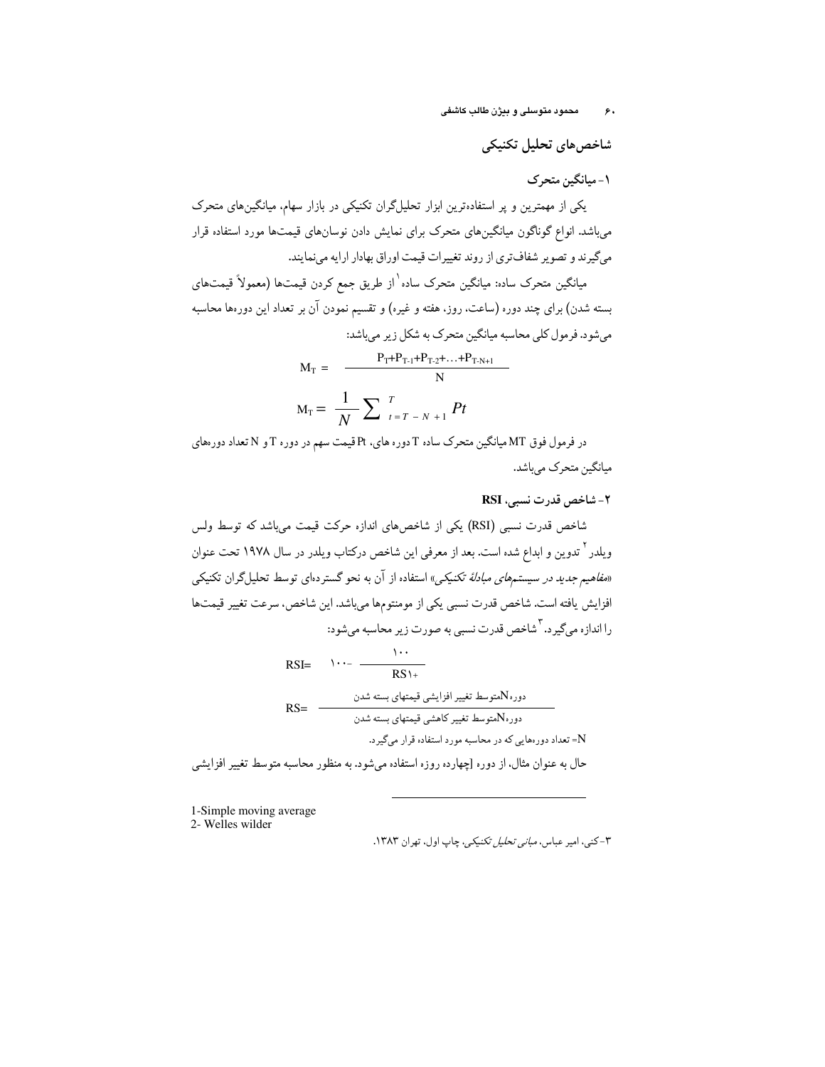## شاخص‌های تحلیل تکنیکی

### ۱- میانگین متحرک

یکی از مهمترین و پر استفاده‌ترین ابزار تحلیل‌گران تکنیکی در بازار سهام، میانگین‌های متحرک می‌باشد. انواع گوناگون میانگین‌های متحرک برای نمایش دادن نوسان‌های قیمت‌ها مورد استفاده قرار می‌گیرند و تصویر شفاف‌تری از روند تغییرات قیمت اوراق بهادار ارایه می‌نمایند.

میانگین متحرک ساده: میانگین متحرک ساده[1] از طریق جمع کردن قیمت‌ها (معمولاً قیمت‌های بسته شدن) برای چند دوره (ساعت، روز، هفته و غیره) و تقسیم نمودن آن بر تعداد این دوره‌ها محاسبه می‌شود. فرمول کلی محاسبه میانگین متحرک به شکل زیر می‌باشد:

$$M_T = \frac{P_T+P_{T-1}+P_{T-2}+\ldots+P_{T-N+1}}{N}$$

$$M_T = \frac{1}{N}\sum_{t=T-N+1}^{T} Pt$$

در فرمول فوق MT میانگین متحرک ساده T دوره های، Pt قیمت سهم در دوره T و N تعداد دوره‌های میانگین متحرک می‌باشد.

### ۲- شاخص قدرت نسبی، RSI

شاخص قدرت نسبی (RSI) یکی از شاخص‌های اندازه حرکت قیمت می‌باشد که توسط ولس ویلدر[2] تدوین و ابداع شده است. بعد از معرفی این شاخص درکتاب ویلدر در سال ۱۹۷۸ تحت عنوان «*مفاهیم جدید در سیستم‌های مبادلهٔ تکنیکی*» استفاده از آن به نحو گسترده‌ای توسط تحلیل‌گران تکنیکی افزایش یافته است. شاخص قدرت نسبی یکی از مومنتوم‌ها می‌باشد. این شاخص، سرعت تغییر قیمت‌ها را اندازه می‌گیرد.[3] شاخص قدرت نسبی به صورت زیر محاسبه می‌شود:

$$RSI = ۱۰۰ - \frac{۱۰۰}{RS + ۱}$$

$$RS = \frac{\text{دوره}N\text{متوسط تغییر افزایشی قیمتهای بسته شدن}}{\text{دوره}N\text{متوسط تغییر کاهشی قیمتهای بسته شدن}}$$

N= تعداد دوره‌هایی که در محاسبه مورد استفاده قرار می‌گیرد.

حال به عنوان مثال، از دوره [چهارده روزه استفاده می‌شود. به منظور محاسبه متوسط تغییر افزایشی

---

1-Simple moving average

2- Welles wilder

۳- کنی، امیر عباس، *مبانی تحلیل تکنیکی*، چاپ اول، تهران ۱۳۸۳.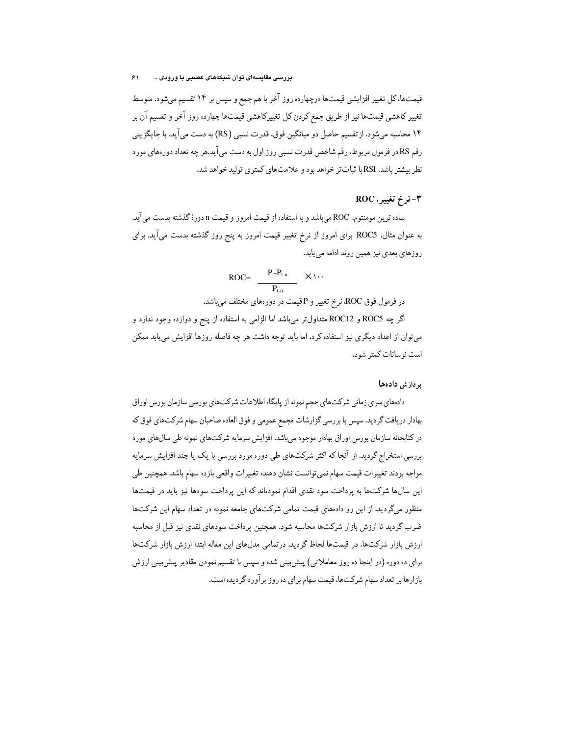قیمت‌ها، کل تغییر افزایشی قیمت‌ها درچهارده روز آخر با هم جمع و سپس بر ۱۴ تقسیم می‌شود. متوسط تغییر کاهشی قیمت‌ها نیز از طریق جمع کردن کل تغییرکاهشی قیمت‌ها چهارده روز آخر و تقسیم آن بر ۱۴ محاسبه می‌شود. ازتقسیم حاصل دو میانگین فوق، قدرت نسبی (RS) به دست می‌آید. با جایگزینی رقم RS در فرمول مربوط، رقم شاخص قدرت نسبی روز اول به دست می‌آید.هر چه تعداد دوره‌های مورد نظر بیشتر باشد، RSI با ثبات‌تر خواهد بود و علامت‌های کمتری تولید خواهد شد.

### ۳- نرخ تغییر، ROC

ساده ترین مومنتوم، ROC می‌باشد و با استفاده از قیمت امروز و قیمت n دورهٔ گذشته بدست می‌آید. به عنوان مثال، ROC5 برای امروز از نرخ تغییر قیمت امروز به پنج روز گذشته بدست می‌آید. برای روزهای بعدی نیز همین روند ادامه می‌یابد.

$$ROC = \frac{P_t - P_{t-n}}{P_{t-n}} \times ۱۰۰$$

در فرمول فوق ROC، نرخ تغییر و P قیمت در دوره‌های مختلف می‌باشد.

اگر چه ROC5 و ROC12 متداول‌تر می‌باشد اما الزامی به استفاده از پنج و دوازده وجود ندارد و می‌توان از اعداد دیگری نیز استفاده کرد، اما باید توجه داشت هر چه فاصله روزها افزایش می‌یابد ممکن است نوسانات کمتر شود.

#### پردازش داده‌ها

داده‌های سری زمانی شرکت‌های حجم نمونه از پایگاه اطلاعات شرکت‌های بورسی سازمان بورس اوراق بهادار دریافت گردید. سپس با بررسی گزارشات مجمع عمومی و فوق العاده صاحبان سهام شرکت‌های فوق که در کتابخانه سازمان بورس اوراق بهادار موجود می‌باشد، افزایش سرمایه شرکت‌های نمونه طی سال‌های مورد بررسی استخراج گردید. از آنجا که اکثر شرکت‌های طی دوره مورد بررسی با یک یا چند افزایش سرمایه مواجه بودند تغییرات قیمت سهام نمی‌توانست نشان دهنده تغییرات واقعی بازده سهام باشد. همچنین طی این سال‌ها شرکت‌ها به پرداخت سود نقدی اقدام نموده‌اند که این پرداخت سودها نیز باید در قیمت‌ها منظور می‌گردید. از این رو داده‌های قیمت تمامی شرکت‌های جامعه نمونه در تعداد سهام این شرکت‌ها ضرب گردید تا ارزش بازار شرکت‌ها محاسبه شود. همچنین پرداخت سودهای نقدی نیز قبل از محاسبه ارزش بازار شرکت‌ها، در قیمت‌ها لحاظ گردید. درتمامی مدل‌های این مقاله ابتدا ارزش بازار شرکت‌ها برای ده دوره (در اینجا ده روز معاملاتی) پیش‌بینی شده و سپس با تقسیم نمودن مقادیر پیش‌بینی ارزش بازارها بر تعداد سهام شرکت‌ها، قیمت سهام برای ده روز برآورد گردیده است.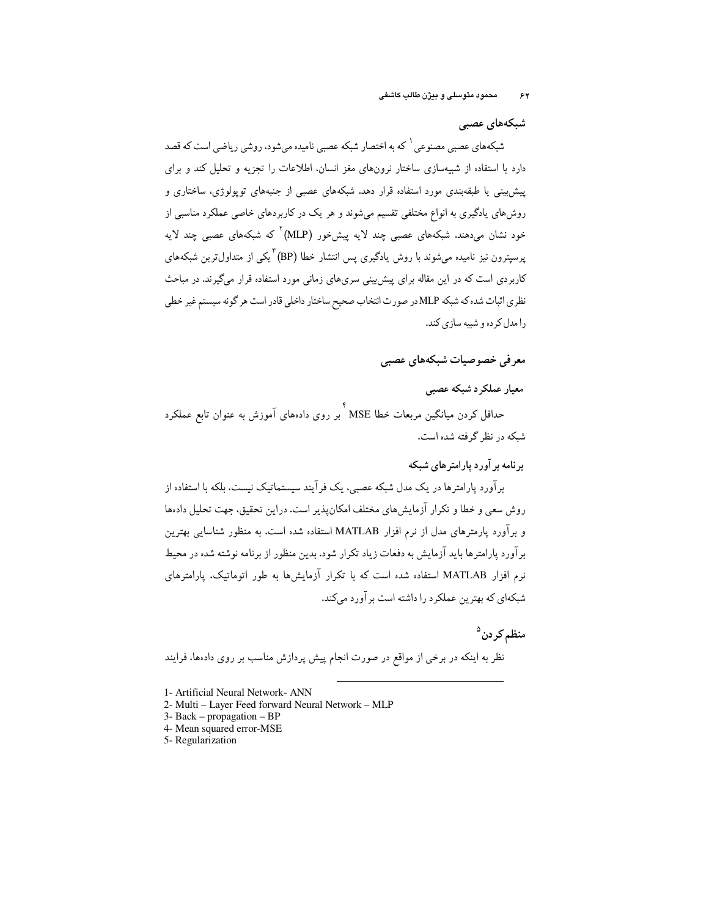## شبکه‌های عصبی

شبکه‌های عصبی مصنوعی[1] که به اختصار شبکه عصبی نامیده می‌شود، روشی ریاضی است که قصد دارد با استفاده از شبیه‌سازی ساختار نرون‌های مغز انسان، اطلاعات را تجزیه و تحلیل کند و برای پیش‌بینی یا طبقه‌بندی مورد استفاده قرار دهد. شبکه‌های عصبی از جنبه‌های توپولوژی، ساختاری و روش‌های یادگیری به انواع مختلفی تقسیم می‌شوند و هر یک در کاربردهای خاصی عملکرد مناسبی از خود نشان می‌دهند. شبکه‌های عصبی چند لایه پیش‌خور (MLP)[2] که شبکه‌های عصبی چند لایه پرسپترون نیز نامیده می‌شوند با روش یادگیری پس انتشار خطا (BP)[3] یکی از متداول‌ترین شبکه‌های کاربردی است که در این مقاله برای پیش‌بینی سری‌های زمانی مورد استفاده قرار می‌گیرند. در مباحث نظری اثبات شده که شبکه MLP در صورت انتخاب صحیح ساختار داخلی قادر است هر گونه سیستم غیر خطی را مدل کرده و شبیه سازی کند.

## معرفی خصوصیات شبکه‌های عصبی

### معیار عملکرد شبکه عصبی

حداقل کردن میانگین مربعات خطا MSE[4] بر روی داده‌های آموزش به عنوان تابع عملکرد شبکه در نظر گرفته شده است.

### برنامه برآورد پارامترهای شبکه

برآورد پارامترها در یک مدل شبکه عصبی، یک فرآیند سیستماتیک نیست، بلکه با استفاده از روش سعی و خطا و تکرار آزمایش‌های مختلف امکان‌پذیر است. دراین تحقیق، جهت تحلیل داده‌ها و برآورد پارمترهای مدل از نرم افزار MATLAB استفاده شده است. به منظور شناسایی بهترین برآورد پارامترها باید آزمایش به دفعات زیاد تکرار شود. بدین منظور از برنامه نوشته شده در محیط نرم افزار MATLAB استفاده شده است که با تکرار آزمایش‌ها به طور اتوماتیک، پارامترهای شبکه‌ای که بهترین عملکرد را داشته است برآورد می‌کند.

## منظم کردن[5]

نظر به اینکه در برخی از مواقع در صورت انجام پیش پردازش مناسب بر روی داده‌ها، فرایند

---

1- Artificial Neural Network- ANN
2- Multi – Layer Feed forward Neural Network – MLP
3- Back – propagation – BP
4- Mean squared error-MSE
5- Regularization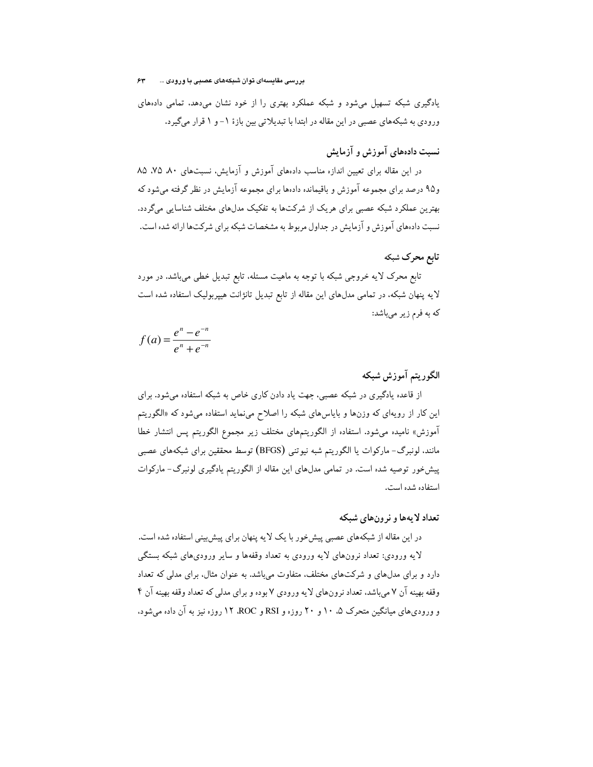یادگیری شبکه تسهیل می‌شود و شبکه عملکرد بهتری را از خود نشان می‌دهد، تمامی داده‌های ورودی به شبکه‌های عصبی در این مقاله در ابتدا با تبدیلاتی بین بازهٔ ۱- و ۱ قرار می‌گیرد.

### نسبت داده‌های آموزش و آزمایش

در این مقاله برای تعیین اندازه مناسب داده‌های آموزش و آزمایش، نسبت‌های ۸۰، ۷۵، ۸۵ و۹۵ درصد برای مجموعه آموزش و باقیمانده داده‌ها برای مجموعه آزمایش در نظر گرفته می‌شود که بهترین عملکرد شبکه عصبی برای هریک از شرکت‌ها به تفکیک مدل‌های مختلف شناسایی می‌گردد. نسبت داده‌های آموزش و آزمایش در جداول مربوط به مشخصات شبکه برای شرکت‌ها ارائه شده است.

### تابع محرک شبکه

تابع محرک لایه خروجی شبکه با توجه به ماهیت مسئله، تابع تبدیل خطی می‌باشد. در مورد لایه پنهان شبکه، در تمامی مدل‌های این مقاله از تابع تبدیل تانژانت هیپربولیک استفاده شده است که به فرم زیر می‌باشد:

$$f(a) = \frac{e^{n} - e^{-n}}{e^{n} + e^{-n}}$$

### الگوریتم آموزش شبکه

از قاعده یادگیری در شبکه عصبی، جهت یاد دادن کاری خاص به شبکه استفاده می‌شود. برای این کار از رویه‌ای که وزن‌ها و بایاس‌های شبکه را اصلاح می‌نماید استفاده می‌شود که «الگوریتم آموزش» نامیده می‌شود. استفاده از الگوریتم‌های مختلف زیر مجموع الگوریتم پس انتشار خطا مانند، لونبرگ- مارکوات یا الگوریتم شبه نیوتنی (BFGS) توسط محققین برای شبکه‌های عصبی پیش‌خور توصیه شده است. در تمامی مدل‌های این مقاله از الگوریتم یادگیری لونبرگ- مارکوات استفاده شده است.

### تعداد لایه‌ها و نرون‌های شبکه

در این مقاله از شبکه‌های عصبی پیش‌خور با یک لایه پنهان برای پیش‌بینی استفاده شده است.

لایه ورودی: تعداد نرون‌های لایه ورودی به تعداد وقفه‌ها و سایر ورودی‌های شبکه بستگی دارد و برای مدل‌های و شرکت‌های مختلف، متفاوت می‌باشد. به عنوان مثال، برای مدلی که تعداد وقفه بهینه آن ۷ می‌باشد، تعداد نرون‌های لایه ورودی ۷ بوده و برای مدلی که تعداد وقفه بهینه آن ۴ و ورودی‌های میانگین متحرک ۵، ۱۰ و ۲۰ روزه و RSI و ROC، ۱۲ روزه نیز به آن داده می‌شود،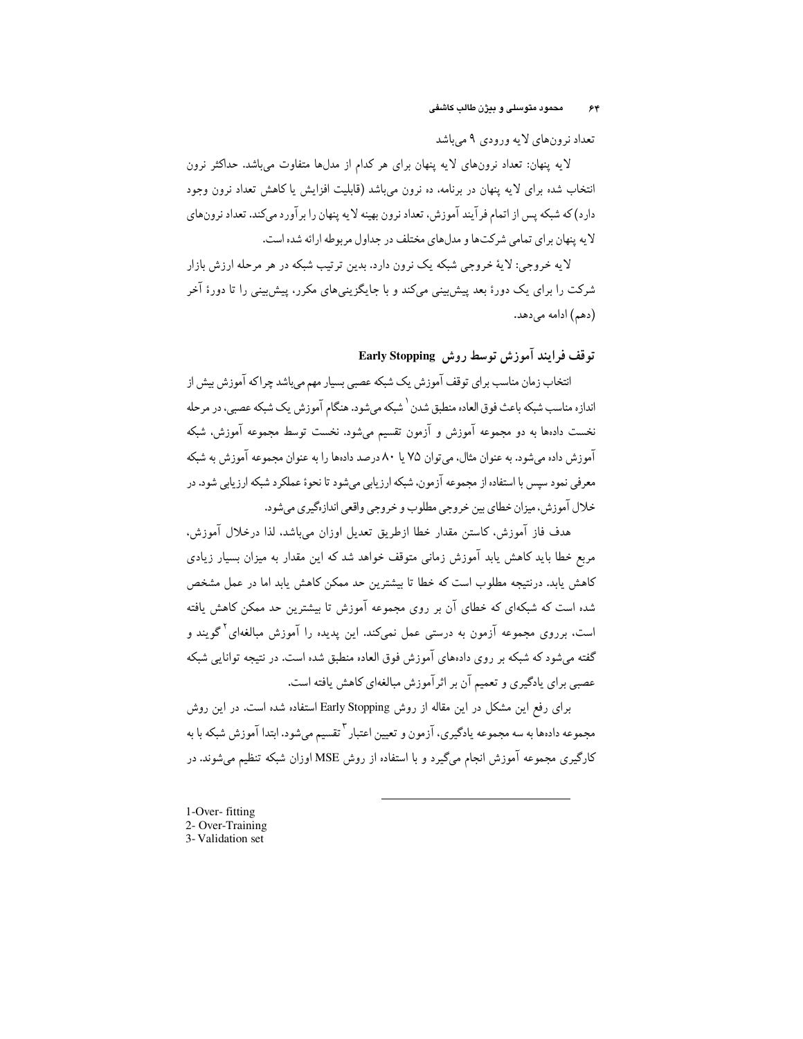تعداد نرون‌های لایه ورودی ۹ می‌باشد

لایه پنهان: تعداد نرون‌های لایه پنهان برای هر کدام از مدل‌ها متفاوت می‌باشد. حداکثر نرون انتخاب شده برای لایه پنهان در برنامه، ده نرون می‌باشد (قابلیت افزایش یا کاهش تعداد نرون وجود دارد) که شبکه پس از اتمام فرآیند آموزش، تعداد نرون بهینه لایه پنهان را برآورد می‌کند. تعداد نرون‌های لایه پنهان برای تمامی شرکت‌ها و مدل‌های مختلف در جداول مربوطه ارائه شده است.

لایه خروجی: لایهٔ خروجی شبکه یک نرون دارد. بدین ترتیب شبکه در هر مرحله ارزش بازار شرکت را برای یک دورهٔ بعد پیش‌بینی می‌کند و با جایگزینی‌های مکرر، پیش‌بینی را تا دورهٔ آخر (دهم) ادامه می‌دهد.

### توقف فرایند آموزش توسط روش Early Stopping

انتخاب زمان مناسب برای توقف آموزش یک شبکه عصبی بسیار مهم می‌باشد چراکه آموزش بیش از اندازه مناسب شبکه باعث فوق العاده منطبق شدن[1] شبکه می‌شود. هنگام آموزش یک شبکه عصبی، در مرحله نخست داده‌ها به دو مجموعه آموزش و آزمون تقسیم می‌شود. نخست توسط مجموعه آموزش، شبکه آموزش داده می‌شود. به عنوان مثال، می‌توان ۷۵ یا ۸۰ درصد داده‌ها را به عنوان مجموعه آموزش به شبکه معرفی نمود سپس با استفاده از مجموعه آزمون، شبکه ارزیابی می‌شود تا نحوهٔ عملکرد شبکه ارزیابی شود. در خلال آموزش، میزان خطای بین خروجی مطلوب و خروجی واقعی اندازه‌گیری می‌شود.

هدف فاز آموزش، کاستن مقدار خطا ازطریق تعدیل اوزان می‌باشد، لذا درخلال آموزش، مربع خطا باید کاهش یابد آموزش زمانی متوقف خواهد شد که این مقدار به میزان بسیار زیادی کاهش یابد. درنتیجه مطلوب است که خطا تا بیشترین حد ممکن کاهش یابد اما در عمل مشخص شده است که شبکه‌ای که خطای آن بر روی مجموعه آموزش تا بیشترین حد ممکن کاهش یافته است، برروی مجموعه آزمون به درستی عمل نمی‌کند. این پدیده را آموزش مبالغه‌ای[2] گویند و گفته می‌شود که شبکه بر روی داده‌های آموزش فوق العاده منطبق شده است. در نتیجه توانایی شبکه عصبی برای یادگیری و تعمیم آن بر اثرآموزش مبالغه‌ای کاهش یافته است.

برای رفع این مشکل در این مقاله از روش Early Stopping استفاده شده است. در این روش مجموعه داده‌ها به سه مجموعه یادگیری، آزمون و تعیین اعتبار[3] تقسیم می‌شود. ابتدا آموزش شبکه با به کارگیری مجموعه آموزش انجام می‌گیرد و با استفاده از روش MSE اوزان شبکه تنظیم می‌شوند. در

---

1-Over- fitting
2- Over-Training
3- Validation set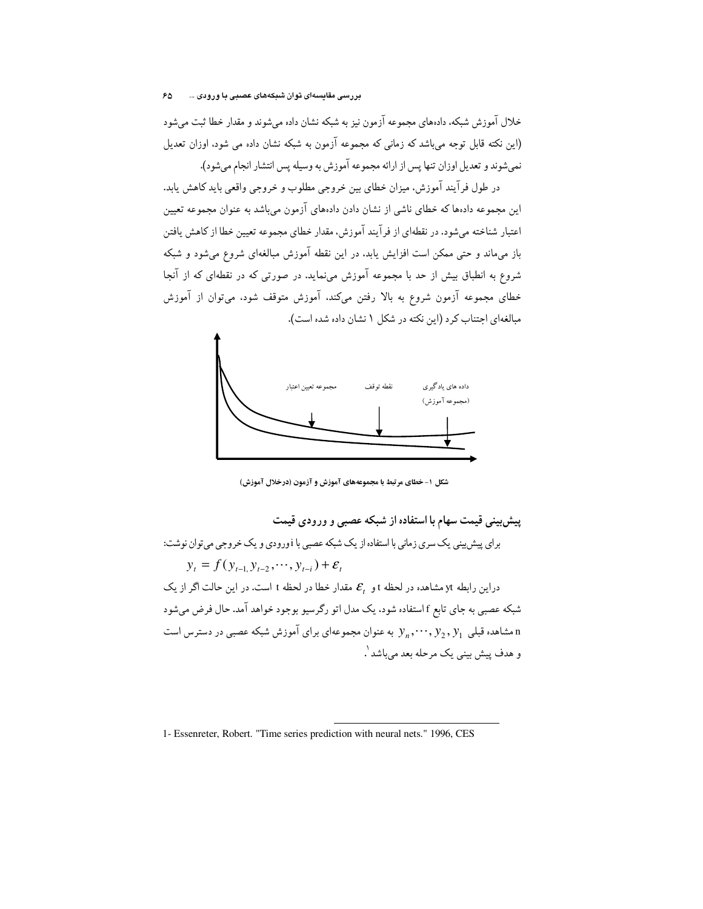خلال آموزش شبکه، داده‌های مجموعه آزمون نیز به شبکه نشان داده می‌شوند و مقدار خطا ثبت می‌شود (این نکته قابل توجه می‌باشد که زمانی که مجموعه آزمون به شبکه نشان داده می شود، اوزان تعدیل نمی‌شوند و تعدیل اوزان تنها پس از ارائه مجموعه آموزش به وسیله پس انتشار انجام می‌شود).

در طول فرآیند آموزش، میزان خطای بین خروجی مطلوب و خروجی واقعی باید کاهش یابد. این مجموعه داده‌ها که خطای ناشی از نشان دادن داده‌های آزمون می‌باشد به عنوان مجموعه تعیین اعتبار شناخته می‌شود. در نقطه‌ای از فرآیند آموزش، مقدار خطای مجموعه تعیین خطا از کاهش یافتن باز می‌ماند و حتی ممکن است افزایش یابد، در این نقطه آموزش مبالغه‌ای شروع می‌شود و شبکه شروع به انطباق بیش از حد با مجموعه آموزش می‌نماید. در صورتی که در نقطه‌ای که از آنجا خطای مجموعه آزمون شروع به بالا رفتن می‌کند، آموزش متوقف شود، می‌توان از آموزش مبالغه‌ای اجتناب کرد (این نکته در شکل ۱ نشان داده شده است).

مجموعه تعیین اعتبار — نقطه توقف — داده های یادگیری (مجموعه آموزش)

**شکل ۱- خطای مرتبط با مجموعه‌های آموزش و آزمون (درخلال آموزش)**

## پیش‌بینی قیمت سهام با استفاده از شبکه عصبی و ورودی قیمت

برای پیش‌بینی یک سری زمانی با استفاده از یک شبکه عصبی با i ورودی و یک خروجی می‌توان نوشت:

$$y_t = f(y_{t-1}, y_{t-2}, \cdots, y_{t-i}) + \varepsilon_t$$

دراین رابطه $y_t$ مشاهده در لحظه t و $\varepsilon_t$ مقدار خطا در لحظه t است. در این حالت اگر از یک شبکه عصبی به جای تابع f استفاده شود، یک مدل اتو رگرسیو بوجود خواهد آمد. حال فرض می‌شود n مشاهده قبلی $y_n, \cdots, y_2, y_1$ به عنوان مجموعه‌ای برای آموزش شبکه عصبی در دسترس است و هدف پیش بینی یک مرحله بعد می‌باشد[1].

---

1- Essenreter, Robert. "Time series prediction with neural nets." 1996, CES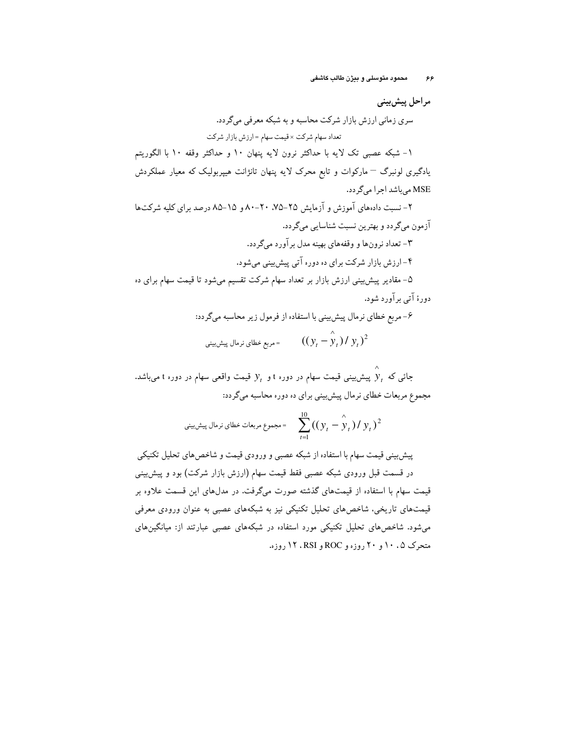## مراحل پیش‌بینی

سری زمانی ارزش بازار شرکت محاسبه و به شبکه معرفی می‌گردد.

تعداد سهام شرکت × قیمت سهام = ارزش بازار شرکت

۱- شبکه عصبی تک لایه با حداکثر نرون لایه پنهان ۱۰ و حداکثر وقفه ۱۰ با الگوریتم یادگیری لونبرگ – مارکوات و تابع محرک لایه پنهان تانژانت هیپربولیک که معیار عملکردش MSE می‌باشد اجرا می‌گردد.

۲- نسبت داده‌های آموزش و آزمایش ۲۵-۷۵، ۲۰-۸۰ و ۱۵-۸۵ درصد برای کلیه شرکت‌ها آزمون می‌گردد و بهترین نسبت شناسایی می‌گردد.

۳- تعداد نرون‌ها و وقفه‌های بهینه مدل برآورد می‌گردد.

۴- ارزش بازار شرکت برای ده دوره آتی پیش‌بینی می‌شود.

۵- مقادیر پیش‌بینی ارزش بازار بر تعداد سهام شرکت تقسیم می‌شود تا قیمت سهام برای ده دورهٔ آتی برآورد شود.

۶- مربع خطای نرمال پیش‌بینی با استفاده از فرمول زیر محاسبه می‌گردد:

$$\text{مربع خطای نرمال پیش‌بینی} = ((y_t - \hat{y}_t) / y_t)^2$$

جائی که $\hat{y}_t$ پیش‌بینی قیمت سهام در دوره t و $y_t$ قیمت واقعی سهام در دوره t می‌باشد. مجموع مربعات خطای نرمال پیش‌بینی برای ده دوره محاسبه می‌گردد:

$$\text{مجموع مربعات خطای نرمال پیش‌بینی} = \sum_{t=1}^{10} ((y_t - \hat{y}_t) / y_t)^2$$

### پیش‌بینی قیمت سهام با استفاده از شبکه عصبی و ورودی قیمت و شاخص‌های تحلیل تکنیکی

در قسمت قبل ورودی شبکه عصبی فقط قیمت سهام (ارزش بازار شرکت) بود و پیش‌بینی قیمت سهام با استفاده از قیمت‌های گذشته صورت می‌گرفت. در مدل‌های این قسمت علاوه بر قیمت‌های تاریخی، شاخص‌های تحلیل تکنیکی نیز به شبکه‌های عصبی به عنوان ورودی معرفی می‌شود. شاخص‌های تحلیل تکنیکی مورد استفاده در شبکه‌های عصبی عبارتند از: میانگین‌های متحرک ۵، ۱۰ و ۲۰ روزه و ROC و RSI، ۱۲ روزه.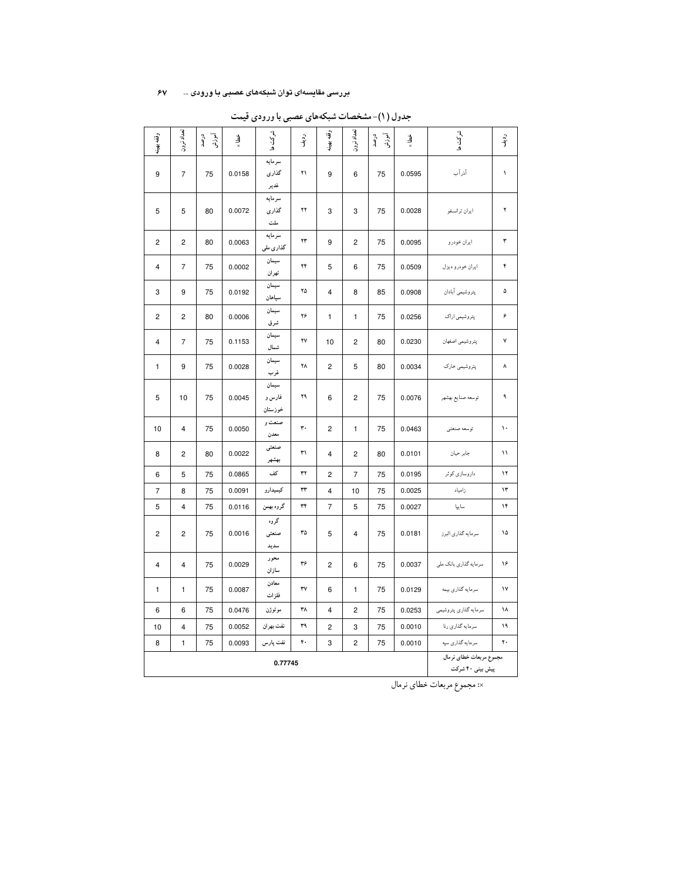جدول (۱)- مشخصات شبکه‌های عصبی با ورودی قیمت

| ردیف | شرکت‌ها | خطا × | درصد آموزش | تعداد نرون | وقفه بهینه | ردیف | شرکت‌ها | خطا × | درصد آموزش | تعداد نرون | وقفه بهینه |
|---|---|---|---|---|---|---|---|---|---|---|---|
| ۱ | آذرآب | 0.0595 | 75 | 6 | 9 | ۲۱ | سرمایه گذاری غدیر | 0.0158 | 75 | 7 | 9 |
| ۲ | ایران ترانسفو | 0.0028 | 75 | 3 | 3 | ۲۲ | سرمایه گذاری ملت | 0.0072 | 80 | 5 | 5 |
| ۳ | ایران خودرو | 0.0095 | 75 | 2 | 9 | ۲۳ | سرمایه گذاری ملی | 0.0063 | 80 | 2 | 2 |
| ۴ | ایران خودرو دیزل | 0.0509 | 75 | 6 | 5 | ۲۴ | سیمان تهران | 0.0002 | 75 | 7 | 4 |
| ۵ | پتروشیمی آبادان | 0.0908 | 85 | 8 | 4 | ۲۵ | سیمان سپاهان | 0.0192 | 75 | 9 | 3 |
| ۶ | پتروشیمی اراک | 0.0256 | 75 | 1 | 1 | ۲۶ | سیمان شرق | 0.0006 | 80 | 2 | 2 |
| ۷ | پتروشیمی اصفهان | 0.0230 | 80 | 2 | 10 | ۲۷ | سیمان شمال | 0.1153 | 75 | 7 | 4 |
| ۸ | پتروشیمی خارک | 0.0034 | 80 | 5 | 2 | ۲۸ | سیمان غرب | 0.0028 | 75 | 9 | 1 |
| ۹ | توسعه صنایع بهشهر | 0.0076 | 75 | 2 | 6 | ۲۹ | سیمان فارس و خوزستان | 0.0045 | 75 | 10 | 5 |
| ۱۰ | توسعه صنعتی | 0.0463 | 75 | 1 | 2 | ۳۰ | صنعت و معدن | 0.0050 | 75 | 4 | 10 |
| ۱۱ | جابر حیان | 0.0101 | 80 | 2 | 4 | ۳۱ | صنعتی بهشهر | 0.0022 | 80 | 2 | 8 |
| ۱۲ | داروسازی کوثر | 0.0195 | 75 | 7 | 2 | ۳۲ | کف | 0.0865 | 75 | 5 | 6 |
| ۱۳ | زامیاد | 0.0025 | 75 | 10 | 4 | ۳۳ | کیمیدارو | 0.0091 | 75 | 8 | 7 |
| ۱۴ | سایپا | 0.0027 | 75 | 5 | 7 | ۳۴ | گروه بهمن | 0.0116 | 75 | 4 | 5 |
| ۱۵ | سرمایه گذاری البرز | 0.0181 | 75 | 4 | 5 | ۳۵ | گروه صنعتی سدید | 0.0016 | 75 | 2 | 2 |
| ۱۶ | سرمایه گذاری بانک ملی | 0.0037 | 75 | 6 | 2 | ۳۶ | محور سازان | 0.0029 | 75 | 4 | 4 |
| ۱۷ | سرمایه گذاری بیمه | 0.0129 | 75 | 1 | 6 | ۳۷ | معادن فلزات | 0.0087 | 75 | 1 | 1 |
| ۱۸ | سرمایه گذاری پتروشیمی | 0.0253 | 75 | 2 | 4 | ۳۸ | موتوژن | 0.0476 | 75 | 6 | 6 |
| ۱۹ | سرمایه گذاری رنا | 0.0010 | 75 | 3 | 2 | ۳۹ | نفت بهران | 0.0052 | 75 | 4 | 10 |
| ۲۰ | سرمایه گذاری سپه | 0.0010 | 75 | 2 | 3 | ۴۰ | نفت پارس | 0.0093 | 75 | 1 | 8 |
| مجموع مربعات خطای نرمال پیش بینی ۴۰ شرکت | | | | | | 0.77745 | | | | | |

×: مجموع مربعات خطای نرمال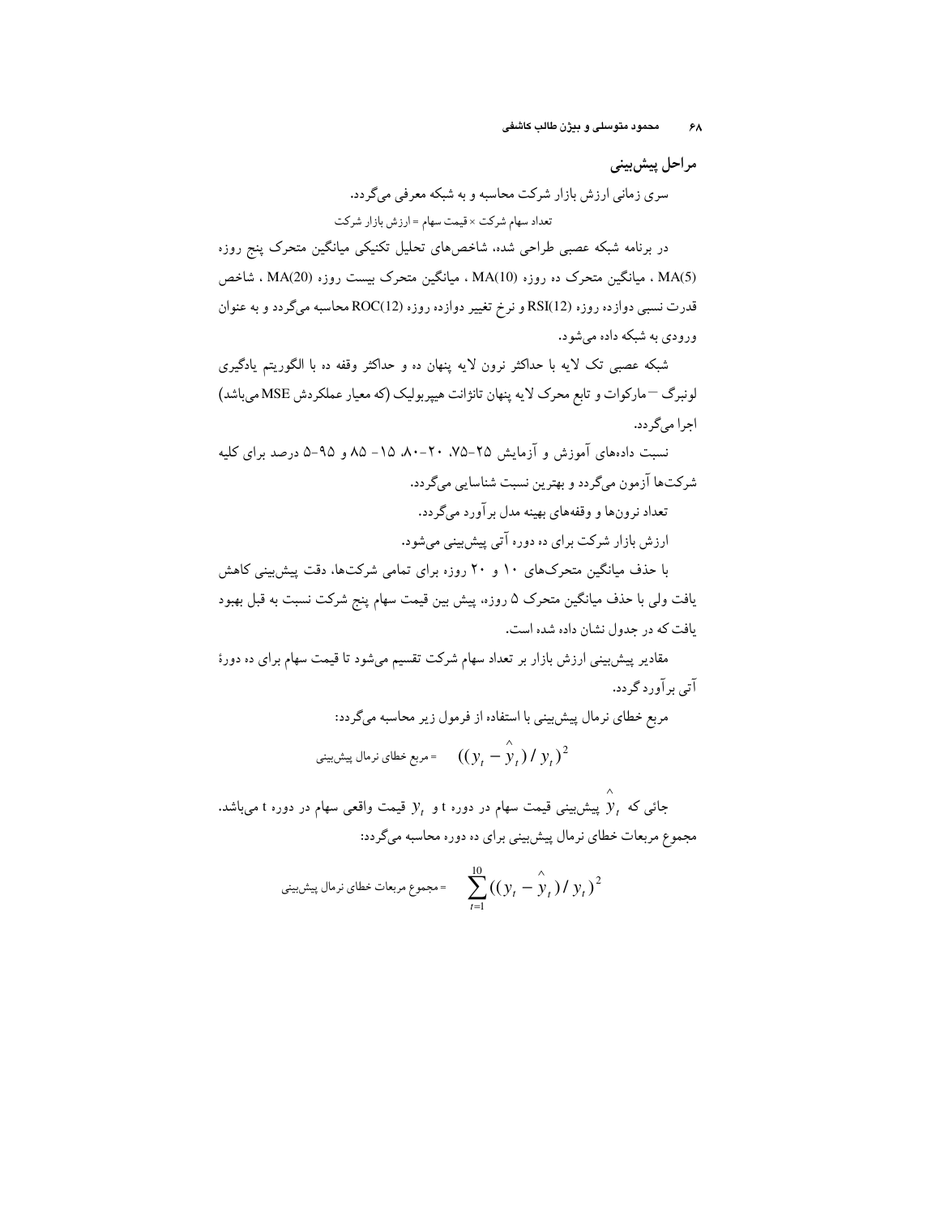### مراحل پیش‌بینی

سری زمانی ارزش بازار شرکت محاسبه و به شبکه معرفی می‌گردد.

تعداد سهام شرکت × قیمت سهام = ارزش بازار شرکت

در برنامه شبکه عصبی طراحی شده، شاخص‌های تحلیل تکنیکی میانگین متحرک پنج روزه MA(5) ، میانگین متحرک ده روزه MA(10) ، میانگین متحرک بیست روزه MA(20) ، شاخص قدرت نسبی دوازده روزه RSI(12) و نرخ تغییر دوازده روزه ROC(12) محاسبه می‌گردد و به عنوان ورودی به شبکه داده می‌شود.

شبکه عصبی تک لایه با حداکثر نرون لایه پنهان ده و حداکثر وقفه ده با الگوریتم یادگیری لونبرگ – مارکوات و تابع محرک لایه پنهان تانژانت هیپربولیک (که معیار عملکردش MSE می‌باشد) اجرا می‌گردد.

نسبت داده‌های آموزش و آزمایش ۲۵-۷۵، ۲۰-۸۰، ۱۵- ۸۵ و ۹۵-۵ درصد برای کلیه شرکت‌ها آزمون می‌گردد و بهترین نسبت شناسایی می‌گردد.

تعداد نرون‌ها و وقفه‌های بهینه مدل برآورد می‌گردد.

ارزش بازار شرکت برای ده دوره آتی پیش‌بینی می‌شود.

با حذف میانگین متحرک‌های ۱۰ و ۲۰ روزه برای تمامی شرکت‌ها، دقت پیش‌بینی کاهش یافت ولی با حذف میانگین متحرک ۵ روزه، پیش بین قیمت سهام پنج شرکت نسبت به قبل بهبود یافت که در جدول نشان داده شده است.

مقادیر پیش‌بینی ارزش بازار بر تعداد سهام شرکت تقسیم می‌شود تا قیمت سهام برای ده دورهٔ آتی برآورد گردد.

مربع خطای نرمال پیش‌بینی با استفاده از فرمول زیر محاسبه می‌گردد:

$$\text{مربع خطای نرمال پیش‌بینی} = ((y_t - \hat{y}_t) / y_t)^2$$

جائی که $\hat{y}_t$ پیش‌بینی قیمت سهام در دوره t و $y_t$ قیمت واقعی سهام در دوره t می‌باشد.

مجموع مربعات خطای نرمال پیش‌بینی برای ده دوره محاسبه می‌گردد:

$$\text{مجموع مربعات خطای نرمال پیش‌بینی} = \sum_{t=1}^{10} ((y_t - \hat{y}_t) / y_t)^2$$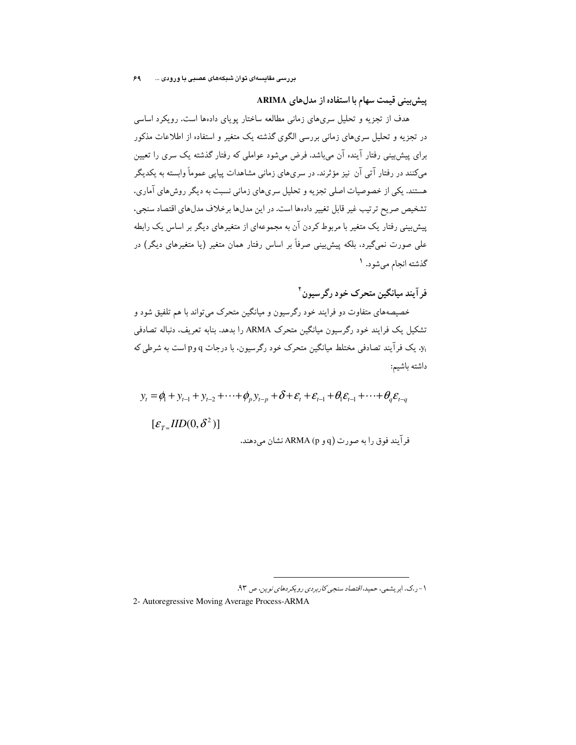## پیش‌بینی قیمت سهام با استفاده از مدل‌های ARIMA

هدف از تجزیه و تحلیل سری‌های زمانی مطالعه ساختار پویای داده‌ها است. رویکرد اساسی در تجزیه و تحلیل سری‌های زمانی بررسی الگوی گذشته یک متغیر و استفاده از اطلاعات مذکور برای پیش‌بینی رفتار آینده آن می‌باشد. فرض می‌شود عواملی که رفتار گذشته یک سری را تعیین می‌کنند در رفتار آتی آن نیز مؤثرند. در سری‌های زمانی مشاهدات پیاپی عموماً وابسته به یکدیگر هستند. یکی از خصوصیات اصلی تجزیه و تحلیل سری‌های زمانی نسبت به دیگر روش‌های آماری، تشخیص صریح ترتیب غیر قابل تغییر داده‌ها است. در این مدل‌ها برخلاف مدل‌های اقتصاد سنجی، پیش‌بینی رفتار یک متغیر با مربوط کردن آن به مجموعه‌ای از متغیرهای دیگر بر اساس یک رابطه علی صورت نمی‌گیرد، بلکه پیش‌بینی صرفاً بر اساس رفتار همان متغیر (یا متغیرهای دیگر) در گذشته انجام می‌شود. [1]

## فرآیند میانگین متحرک خود رگرسیون [2]

خصیصه‌های متفاوت دو فرایند خود رگرسیون و میانگین متحرک می‌تواند با هم تلفیق شود و تشکیل یک فرایند خود رگرسیون میانگین متحرک ARMA را بدهد. بنابه تعریف، دنباله تصادفی $y_t$، یک فرآیند تصادفی مختلط میانگین متحرک خود رگرسیون، با درجات q و p است به شرطی که داشته باشیم:

$$y_t = \phi_1 + y_{t-1} + y_{t-2} + \cdots + \phi_p y_{t-p} + \delta + \varepsilon_t + \varepsilon_{t-1} + \theta_1 \varepsilon_{t-1} + \cdots + \theta_q \varepsilon_{t-q}$$

$$[\varepsilon_{T=} IID(0, \delta^2)]$$

فرآیند فوق را به صورت (p و q) ARMA نشان می‌دهند.

---

۱- ر.ک. ابریشمی، حمید، *اقتصاد سنجی کاربردی رویکردهای نوین*، ص ۹۳.

2- Autoregressive Moving Average Process-ARMA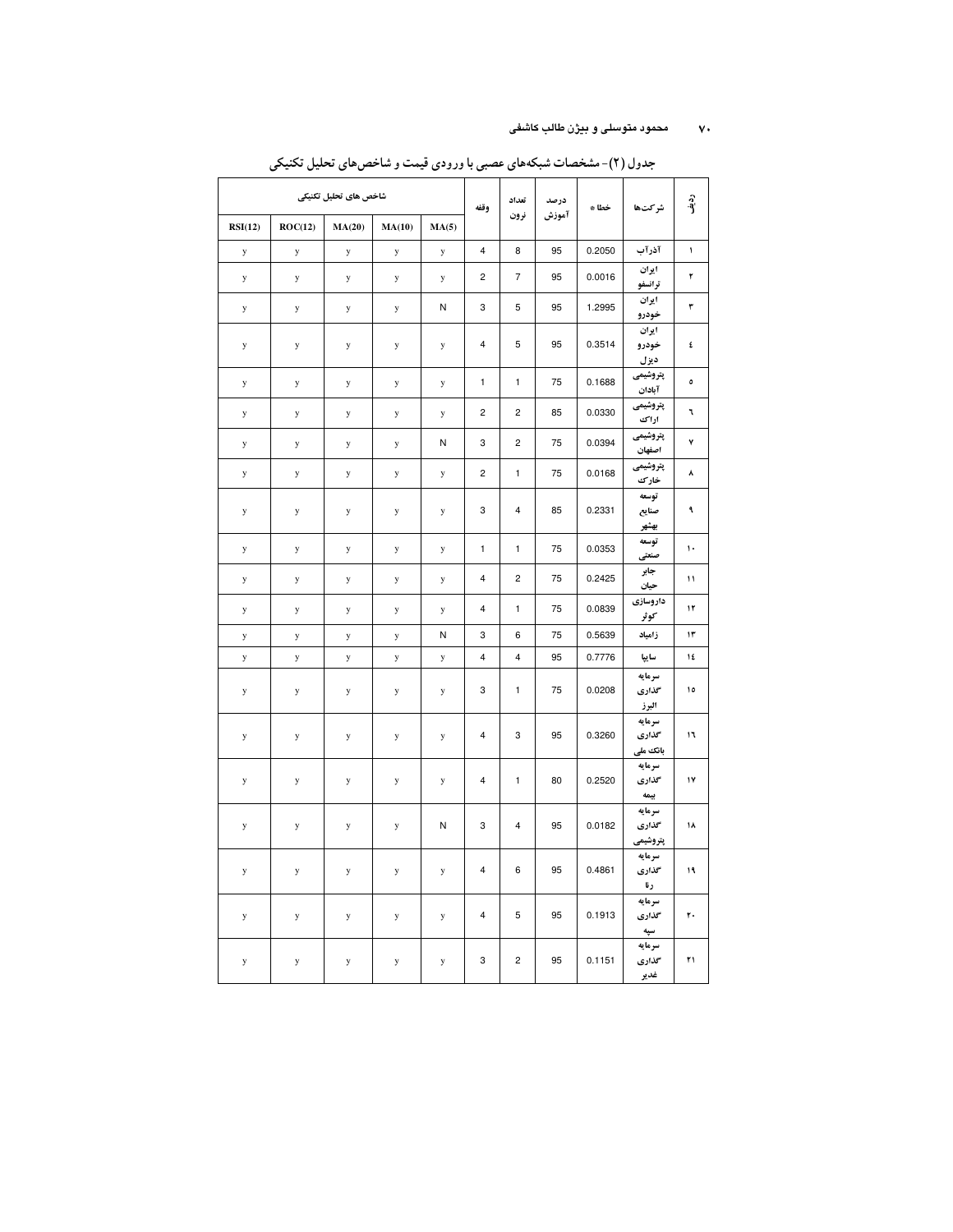جدول (۲)- مشخصات شبکه‌های عصبی با ورودی قیمت و شاخص‌های تحلیل تکنیکی

| ردیف | شرکت‌ها | خطا * | درصد آموزش | تعداد نرون | وقفه | شاخص های تحلیل تکنیکی | | | | |
|---|---|---|---|---|---|---|---|---|---|---|
| | | | | | | MA(5) | MA(10) | MA(20) | ROC(12) | RSI(12) |
| ۱ | آذرآب | 0.2050 | 95 | 8 | 4 | y | y | y | y | y |
| ۲ | ایران ترانسفو | 0.0016 | 95 | 7 | 2 | y | y | y | y | y |
| ۳ | ایران خودرو | 1.2995 | 95 | 5 | 3 | N | y | y | y | y |
| ٤ | ایران خودرو دیزل | 0.3514 | 95 | 5 | 4 | y | y | y | y | y |
| ٥ | پتروشیمی آبادان | 0.1688 | 75 | 1 | 1 | y | y | y | y | y |
| ٦ | پتروشیمی اراک | 0.0330 | 85 | 2 | 2 | y | y | y | y | y |
| ۷ | پتروشیمی اصفهان | 0.0394 | 75 | 2 | 3 | N | y | y | y | y |
| ۸ | پتروشیمی خارک | 0.0168 | 75 | 1 | 2 | y | y | y | y | y |
| ۹ | توسعه صنایع بهشهر | 0.2331 | 85 | 4 | 3 | y | y | y | y | y |
| ۱۰ | توسعه صنعتی | 0.0353 | 75 | 1 | 1 | y | y | y | y | y |
| ۱۱ | جابر حیان | 0.2425 | 75 | 2 | 4 | y | y | y | y | y |
| ۱۲ | داروسازی کوثر | 0.0839 | 75 | 1 | 4 | y | y | y | y | y |
| ۱۳ | زامیاد | 0.5639 | 75 | 6 | 3 | N | y | y | y | y |
| ١٤ | سایپا | 0.7776 | 95 | 4 | 4 | y | y | y | y | y |
| ١٥ | سرمایه گذاری البرز | 0.0208 | 75 | 1 | 3 | y | y | y | y | y |
| ١٦ | سرمایه گذاری بانک ملی | 0.3260 | 95 | 3 | 4 | y | y | y | y | y |
| ۱۷ | سرمایه گذاری بیمه | 0.2520 | 80 | 1 | 4 | y | y | y | y | y |
| ۱۸ | سرمایه گذاری پتروشیمی | 0.0182 | 95 | 4 | 3 | N | y | y | y | y |
| ۱۹ | سرمایه گذاری رنا | 0.4861 | 95 | 6 | 4 | y | y | y | y | y |
| ۲۰ | سرمایه گذاری سپه | 0.1913 | 95 | 5 | 4 | y | y | y | y | y |
| ۲۱ | سرمایه گذاری غدیر | 0.1151 | 95 | 2 | 3 | y | y | y | y | y |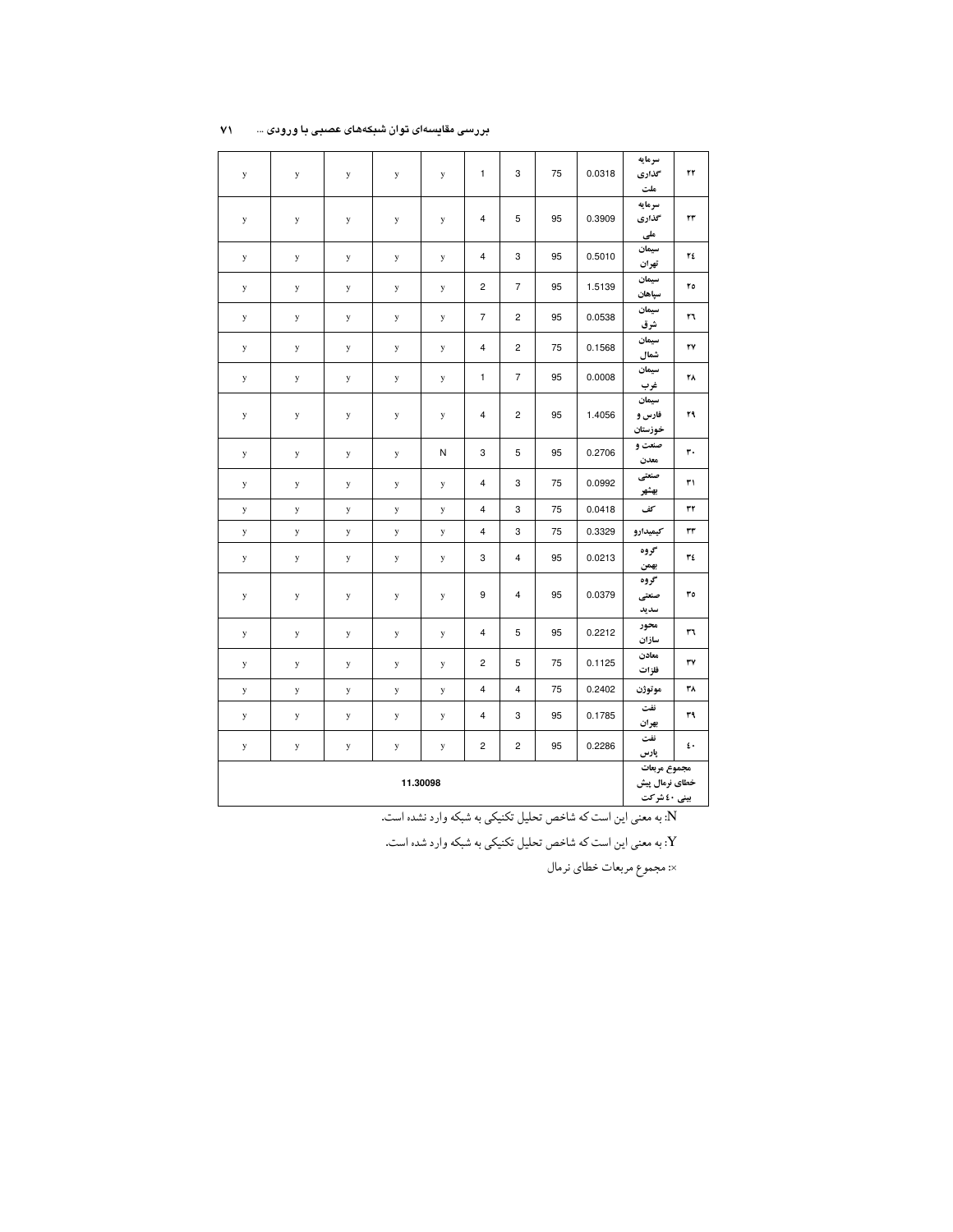| ۲۲ | سرمایه گذاری ملت | 0.0318 | 75 | 3 | 1 | y | y | y | y | y |
|---|---|---|---|---|---|---|---|---|---|---|
| ۲۳ | سرمایه گذاری ملی | 0.3909 | 95 | 5 | 4 | y | y | y | y | y |
| ۲٤ | سیمان تهران | 0.5010 | 95 | 3 | 4 | y | y | y | y | y |
| ۲۵ | سیمان سپاهان | 1.5139 | 95 | 7 | 2 | y | y | y | y | y |
| ۲٦ | سیمان شرق | 0.0538 | 95 | 2 | 7 | y | y | y | y | y |
| ۲۷ | سیمان شمال | 0.1568 | 75 | 2 | 4 | y | y | y | y | y |
| ۲۸ | سیمان غرب | 0.0008 | 95 | 7 | 1 | y | y | y | y | y |
| ۲۹ | سیمان فارس و خوزستان | 1.4056 | 95 | 2 | 4 | y | y | y | y | y |
| ۳۰ | صنعت و معدن | 0.2706 | 95 | 5 | 3 | N | y | y | y | y |
| ۳۱ | صنعتی بهشهر | 0.0992 | 75 | 3 | 4 | y | y | y | y | y |
| ۳۲ | کف | 0.0418 | 75 | 3 | 4 | y | y | y | y | y |
| ۳۳ | کیمیدارو | 0.3329 | 75 | 3 | 4 | y | y | y | y | y |
| ۳٤ | گروه بهمن | 0.0213 | 95 | 4 | 3 | y | y | y | y | y |
| ۳۵ | گروه صنعتی سدید | 0.0379 | 95 | 4 | 9 | y | y | y | y | y |
| ۳٦ | محور سازان | 0.2212 | 95 | 5 | 4 | y | y | y | y | y |
| ۳۷ | معادن فلزات | 0.1125 | 75 | 5 | 2 | y | y | y | y | y |
| ۳۸ | موتوژن | 0.2402 | 75 | 4 | 4 | y | y | y | y | y |
| ۳۹ | نفت بهران | 0.1785 | 95 | 3 | 4 | y | y | y | y | y |
| ٤۰ | نفت پارس | 0.2286 | 95 | 2 | 2 | y | y | y | y | y |
| مجموع مربعات خطای نرمال پیش بینی ٤۰ شرکت | | 11.30098 | | | | | | | | |

N: به معنی این است که شاخص تحلیل تکنیکی به شبکه وارد نشده است.

Y: به معنی این است که شاخص تحلیل تکنیکی به شبکه وارد شده است.

×: مجموع مربعات خطای نرمال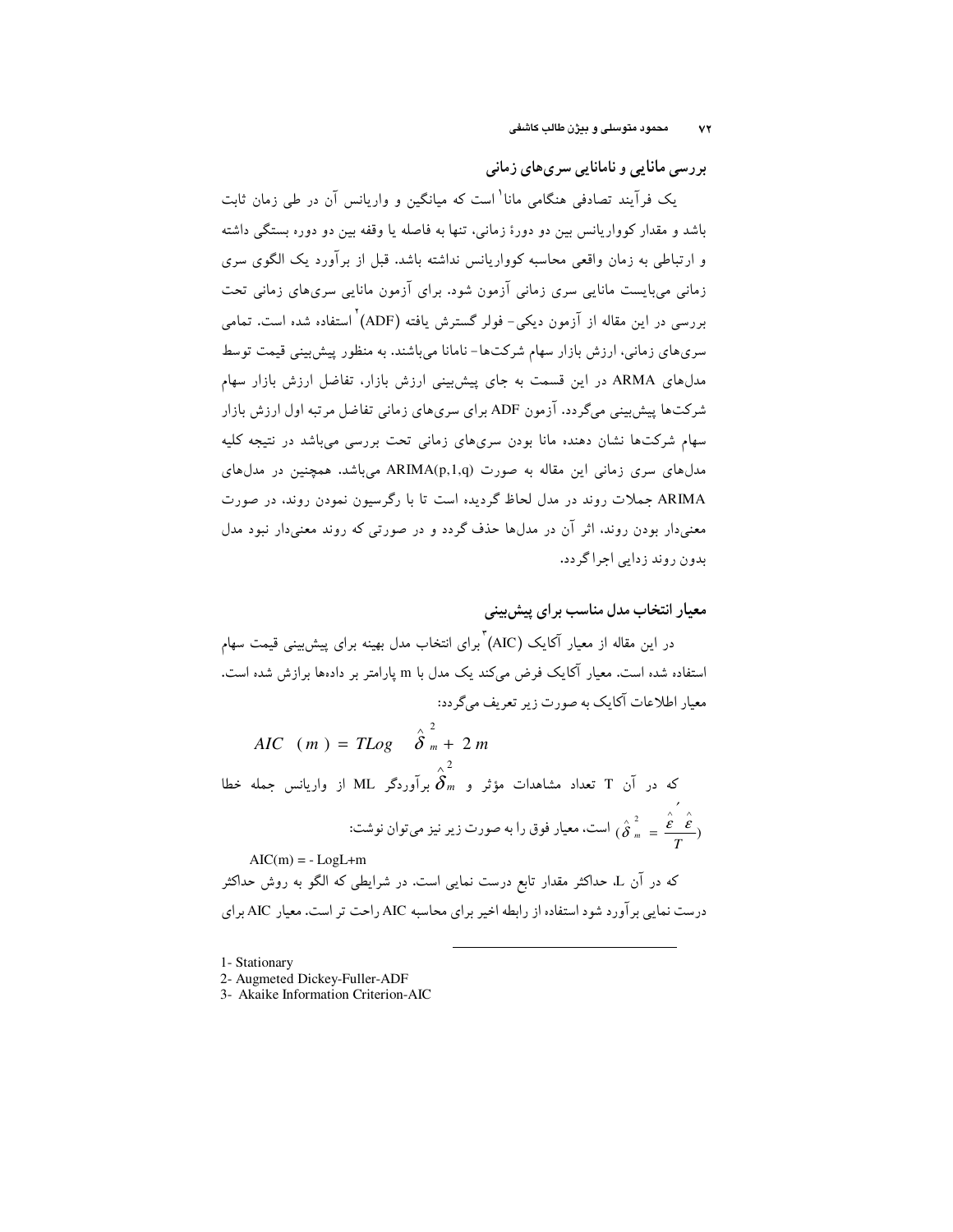## بررسی مانایی و نامانایی سری‌های زمانی

یک فرآیند تصادفی هنگامی مانا[1] است که میانگین و واریانس آن در طی زمان ثابت باشد و مقدار کوواریانس بین دو دورهٔ زمانی، تنها به فاصله یا وقفه بین دو دوره بستگی داشته و ارتباطی به زمان واقعی محاسبه کوواریانس نداشته باشد. قبل از برآورد یک الگوی سری زمانی می‌بایست مانایی سری زمانی آزمون شود. برای آزمون مانایی سری‌های زمانی تحت بررسی در این مقاله از آزمون دیکی- فولر گسترش یافته (ADF)[2] استفاده شده است. تمامی سری‌های زمانی، ارزش بازار سهام شرکت‌ها- نامانا می‌باشند. به منظور پیش‌بینی قیمت توسط مدل‌های ARMA در این قسمت به جای پیش‌بینی ارزش بازار، تفاضل ارزش بازار سهام شرکت‌ها پیش‌بینی می‌گردد. آزمون ADF برای سری‌های زمانی تفاضل مرتبه اول ارزش بازار سهام شرکت‌ها نشان دهنده مانا بودن سری‌های زمانی تحت بررسی می‌باشد در نتیجه کلیه مدل‌های سری زمانی این مقاله به صورت ARIMA(p,1,q) می‌باشد. همچنین در مدل‌های ARIMA جملات روند در مدل لحاظ گردیده است تا با رگرسیون نمودن روند، در صورت معنی‌دار بودن روند، اثر آن در مدل‌ها حذف گردد و در صورتی که روند معنی‌دار نبود مدل بدون روند زدایی اجرا گردد.

## معیار انتخاب مدل مناسب برای پیش‌بینی

در این مقاله از معیار آکایک (AIC)[3] برای انتخاب مدل بهینه برای پیش‌بینی قیمت سهام استفاده شده است. معیار آکایک فرض می‌کند یک مدل با m پارامتر بر داده‌ها برازش شده است. معیار اطلاعات آکایک به صورت زیر تعریف می‌گردد:

$$AIC\ (m) = T Log\ \hat{\delta}_m^2 + 2m$$

که در آن T تعداد مشاهدات مؤثر و $\hat{\delta}_m^2$ برآوردگر ML از واریانس جمله خطا ($\hat{\delta}_m^2 = \frac{\hat{\varepsilon}'\hat{\varepsilon}}{T}$) است، معیار فوق را به صورت زیر نیز می‌توان نوشت:

$$AIC(m) = - LogL + m$$

که در آن L، حداکثر مقدار تابع درست نمایی است. در شرایطی که الگو به روش حداکثر درست نمایی برآورد شود استفاده از رابطه اخیر برای محاسبه AIC راحت تر است. معیار AIC برای

---

1- Stationary

2- Augmeted Dickey-Fuller-ADF

3- Akaike Information Criterion-AIC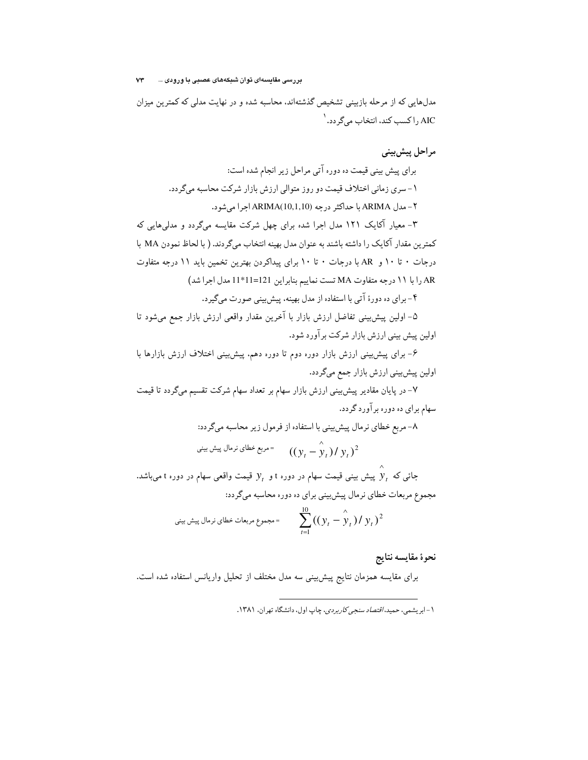مدل‌هایی که از مرحله بازبینی تشخیص گذشته‌اند، محاسبه شده و در نهایت مدلی که کمترین میزان AIC را کسب کند، انتخاب می‌گردد.[1]

## مراحل پیش‌بینی

برای پیش بینی قیمت ده دوره آتی مراحل زیر انجام شده است:

۱- سری زمانی اختلاف قیمت دو روز متوالی ارزش بازار شرکت محاسبه می‌گردد.

۲- مدل ARIMA با حداکثر درجه ARIMA(10,1,10) اجرا می‌شود.

۳- معیار آکایک ۱۲۱ مدل اجرا شده برای چهل شرکت مقایسه می‌گردد و مدلی‌هایی که کمترین مقدار آکایک را داشته باشند به عنوان مدل بهینه انتخاب می‌گردند. ( با لحاظ نمودن MA با درجات ۰ تا ۱۰ و AR با درجات ۰ تا ۱۰ برای پیداکردن بهترین تخمین باید ۱۱ درجه متفاوت AR را با ۱۱ درجه متفاوت MA تست نماییم بنابراین 121=11*11 مدل اجرا شد)

۴- برای ده دورهٔ آتی با استفاده از مدل بهینه، پیش‌بینی صورت می‌گیرد.

۵- اولین پیش‌بینی تفاضل ارزش بازار با آخرین مقدار واقعی ارزش بازار جمع می‌شود تا اولین پیش بینی ارزش بازار شرکت برآورد شود.

۶- برای پیش‌بینی ارزش بازار دوره دوم تا دوره دهم، پیش‌بینی اختلاف ارزش بازارها با اولین پیش‌بینی ارزش بازار جمع می‌گردد.

۷- در پایان مقادیر پیش‌بینی ارزش بازار سهام بر تعداد سهام شرکت تقسیم می‌گردد تا قیمت سهام برای ده دوره برآورد گردد.

۸- مربع خطای نرمال پیش‌بینی با استفاده از فرمول زیر محاسبه می‌گردد:

$$\text{مربع خطای نرمال پیش بینی} = ((y_t - \hat{y}_t)/y_t)^2$$

جائی که $\hat{y}_t$ پیش بینی قیمت سهام در دوره t و $y_t$ قیمت واقعی سهام در دوره t می‌باشد.
مجموع مربعات خطای نرمال پیش‌بینی برای ده دوره محاسبه می‌گردد:

$$\text{مجموع مربعات خطای نرمال پیش بینی} = \sum_{t=1}^{10}((y_t - \hat{y}_t)/y_t)^2$$

## نحوهٔ مقایسه نتایج

برای مقایسه همزمان نتایج پیش‌بینی سه مدل مختلف از تحلیل واریانس استفاده شده است.

---

[1] - ابریشمی، حمید، *اقتصاد سنجی کاربردی*، چاپ اول، دانشگاه تهران، ۱۳۸۱.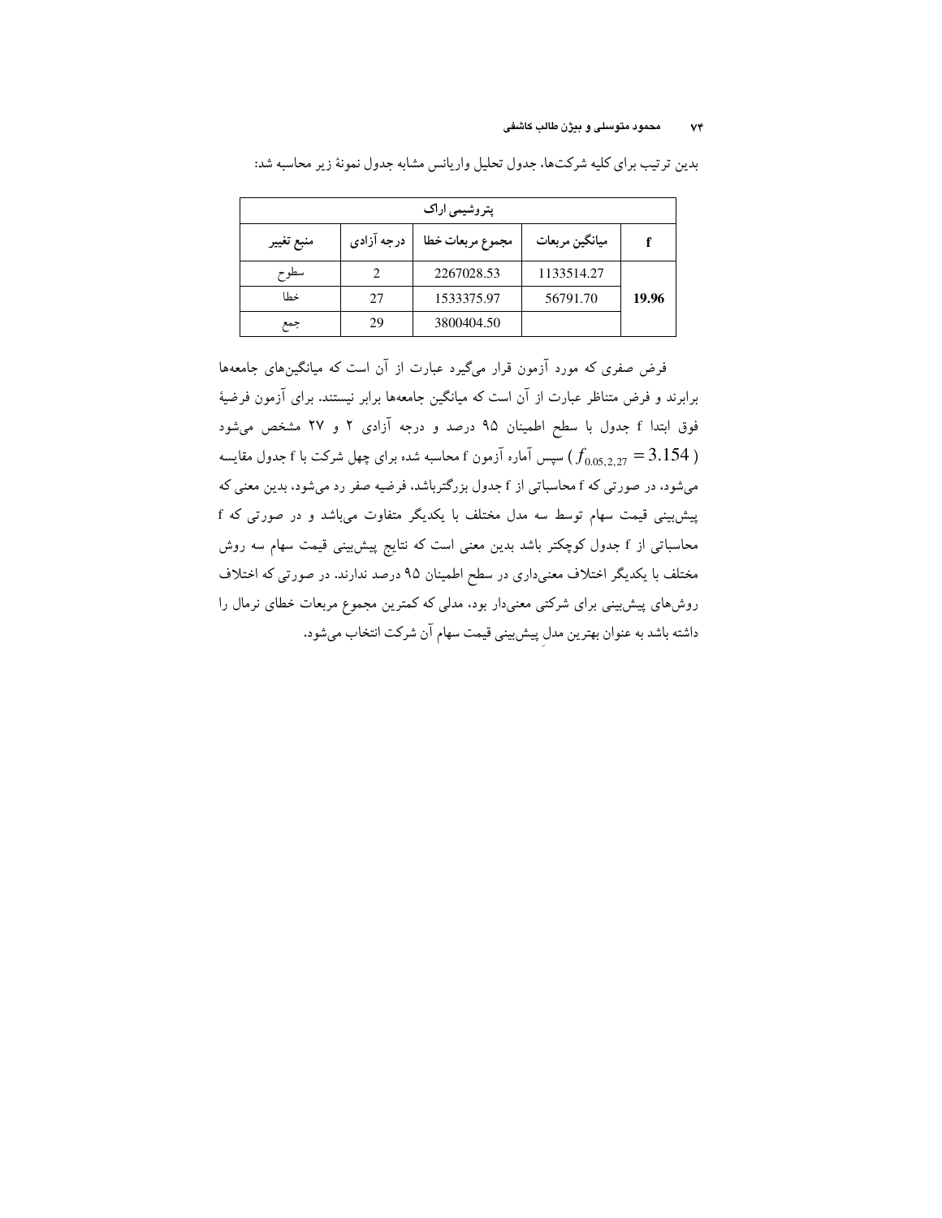بدین ترتیب برای کلیه شرکت‌ها، جدول تحلیل واریانس مشابه جدول نمونهٔ زیر محاسبه شد:

| پتروشیمی اراک | | | | |
|---|---|---|---|---|
| منبع تغییر | درجه آزادی | مجموع مربعات خطا | میانگین مربعات | f |
| سطوح | 2 | 2267028.53 | 1133514.27 | |
| خطا | 27 | 1533375.97 | 56791.70 | **19.96** |
| جمع | 29 | 3800404.50 | | |

فرض صفری که مورد آزمون قرار می‌گیرد عبارت از آن است که میانگین‌های جامعه‌ها برابرند و فرض متناظر عبارت از آن است که میانگین جامعه‌ها برابر نیستند. برای آزمون فرضیهٔ فوق ابتدا f جدول با سطح اطمینان ۹۵ درصد و درجه آزادی ۲ و ۲۷ مشخص می‌شود ( $f_{0.05,2,27} = 3.154$ ) سپس آماره آزمون f محاسبه شده برای چهل شرکت با f جدول مقایسه می‌شود، در صورتی که f محاسباتی از f جدول بزرگترباشد، فرضیه صفر رد می‌شود، بدین معنی که پیش‌بینی قیمت سهام توسط سه مدل مختلف با یکدیگر متفاوت می‌باشد و در صورتی که f محاسباتی از f جدول کوچکتر باشد بدین معنی است که نتایج پیش‌بینی قیمت سهام سه روش مختلف با یکدیگر اختلاف معنی‌داری در سطح اطمینان ۹۵ درصد ندارند. در صورتی که اختلاف روش‌های پیش‌بینی برای شرکتی معنی‌دار بود، مدلی که کمترین مجموع مربعات خطای نرمال را داشته باشد به عنوان بهترین مدلِ پیش‌بینی قیمت سهام آن شرکت انتخاب می‌شود.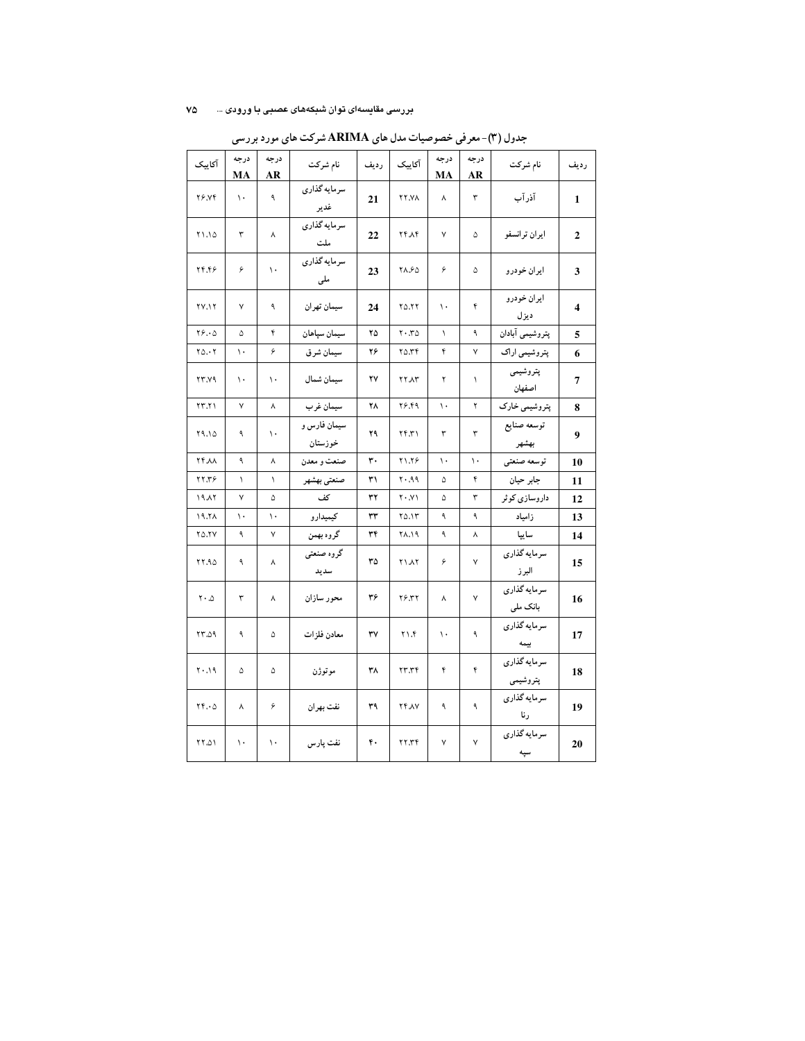جدول (۳)- معرفی خصوصیات مدل های ARIMA شرکت های مورد بررسی

| ردیف | نام شرکت | درجه AR | درجه MA | آکاییک | ردیف | نام شرکت | درجه AR | درجه MA | آکاییک |
|---|---|---|---|---|---|---|---|---|---|
| 1 | آذرآب | ۳ | ۸ | ۲۲.۷۸ | 21 | سرمایه گذاری غدیر | ۹ | ۱۰ | ۲۶.۷۴ |
| 2 | ایران ترانسفو | ۵ | ۷ | ۲۴.۸۴ | 22 | سرمایه گذاری ملت | ۸ | ۳ | ۲۱.۱۵ |
| 3 | ایران خودرو | ۵ | ۶ | ۲۸.۶۵ | 23 | سرمایه گذاری ملی | ۱۰ | ۶ | ۲۴.۴۶ |
| 4 | ایران خودرو دیزل | ۴ | ۱۰ | ۲۵.۲۲ | 24 | سیمان تهران | ۹ | ۷ | ۲۷.۱۲ |
| 5 | پتروشیمی آبادان | ۹ | ۱ | ۲۰.۳۵ | ۲۵ | سیمان سپاهان | ۴ | ۵ | ۲۶.۰۵ |
| 6 | پتروشیمی اراک | ۷ | ۴ | ۲۵.۳۴ | ۲۶ | سیمان شرق | ۶ | ۱۰ | ۲۵.۰۲ |
| 7 | پتروشیمی اصفهان | ۱ | ۲ | ۲۲.۸۳ | ۲۷ | سیمان شمال | ۱۰ | ۱۰ | ۲۳.۷۹ |
| 8 | پتروشیمی خارک | ۲ | ۱۰ | ۲۶.۴۹ | ۲۸ | سیمان غرب | ۸ | ۷ | ۲۳.۲۱ |
| 9 | توسعه صنایع بهشهر | ۳ | ۳ | ۲۴.۳۱ | ۲۹ | سیمان فارس و خوزستان | ۱۰ | ۹ | ۲۹.۱۵ |
| 10 | توسعه صنعتی | ۱۰ | ۱۰ | ۲۱.۲۶ | ۳۰ | صنعت و معدن | ۸ | ۹ | ۲۴.۸۸ |
| 11 | جابر حیان | ۴ | ۵ | ۲۰.۹۹ | ۳۱ | صنعتی بهشهر | ۱ | ۱ | ۲۲.۳۶ |
| 12 | داروسازی کوثر | ۳ | ۵ | ۲۰.۷۱ | ۳۲ | کف | ۵ | ۷ | ۱۹.۸۲ |
| 13 | زامیاد | ۹ | ۹ | ۲۵.۱۳ | ۳۳ | کیمیدارو | ۱۰ | ۱۰ | ۱۹.۲۸ |
| 14 | سایپا | ۸ | ۹ | ۲۸.۱۹ | ۳۴ | گروه بهمن | ۷ | ۹ | ۲۵.۲۷ |
| 15 | سرمایه گذاری البرز | ۷ | ۶ | ۲۱.۸۲ | ۳۵ | گروه صنعتی سدید | ۸ | ۹ | ۲۲.۹۵ |
| 16 | سرمایه گذاری بانک ملی | ۷ | ۸ | ۲۶.۳۲ | ۳۶ | محور سازان | ۸ | ۳ | ۲۰.۵ |
| 17 | سرمایه گذاری بیمه | ۹ | ۱۰ | ۲۱.۴ | ۳۷ | معادن فلزات | ۵ | ۹ | ۲۳.۵۹ |
| 18 | سرمایه گذاری پتروشیمی | ۴ | ۴ | ۲۳.۳۴ | ۳۸ | موتوژن | ۵ | ۵ | ۲۰.۱۹ |
| 19 | سرمایه گذاری رنا | ۹ | ۹ | ۲۴.۸۷ | ۳۹ | نفت بهران | ۶ | ۸ | ۲۴.۰۵ |
| 20 | سرمایه گذاری سپه | ۷ | ۷ | ۲۲.۳۴ | ۴۰ | نفت پارس | ۱۰ | ۱۰ | ۲۲.۵۱ |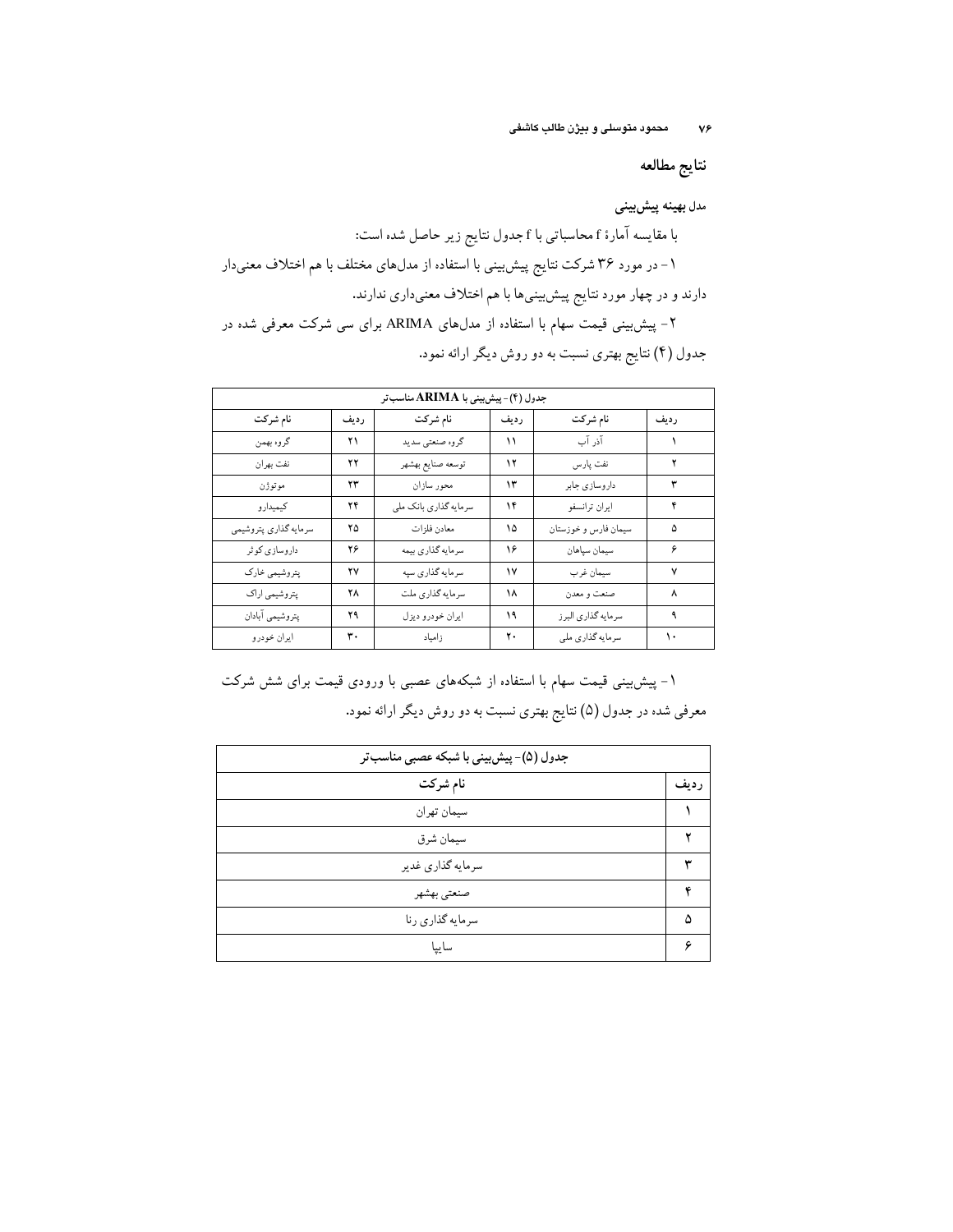## نتایج مطالعه

### مدل بهینه پیش‌بینی

با مقایسه آمارهٔ f محاسباتی با f جدول نتایج زیر حاصل شده است:

۱- در مورد ۳۶ شرکت نتایج پیش‌بینی با استفاده از مدل‌های مختلف با هم اختلاف معنی‌دار دارند و در چهار مورد نتایج پیش‌بینی‌ها با هم اختلاف معنی‌داری ندارند.

۲- پیش‌بینی قیمت سهام با استفاده از مدل‌های ARIMA برای سی شرکت معرفی شده در جدول (۴) نتایج بهتری نسبت به دو روش دیگر ارائه نمود.

| جدول (۴)- پیش‌بینی با ARIMA مناسب‌تر | | | | | |
|---|---|---|---|---|---|
| ردیف | نام شرکت | ردیف | نام شرکت | ردیف | نام شرکت |
| ۱ | آذر آب | ۱۱ | گروه صنعتی سدید | ۲۱ | گروه بهمن |
| ۲ | نفت پارس | ۱۲ | توسعه صنایع بهشهر | ۲۲ | نفت بهران |
| ۳ | داروسازی جابر | ۱۳ | محور سازان | ۲۳ | موتوژن |
| ۴ | ایران ترانسفو | ۱۴ | سرمایه گذاری بانک ملی | ۲۴ | کیمیدارو |
| ۵ | سیمان فارس و خوزستان | ۱۵ | معادن فلزات | ۲۵ | سرمایه گذاری پتروشیمی |
| ۶ | سیمان سپاهان | ۱۶ | سرمایه گذاری بیمه | ۲۶ | داروسازی کوثر |
| ۷ | سیمان غرب | ۱۷ | سرمایه گذاری سپه | ۲۷ | پتروشیمی خارک |
| ۸ | صنعت و معدن | ۱۸ | سرمایه گذاری ملت | ۲۸ | پتروشیمی اراک |
| ۹ | سرمایه گذاری البرز | ۱۹ | ایران خودرو دیزل | ۲۹ | پتروشیمی آبادان |
| ۱۰ | سرمایه گذاری ملی | ۲۰ | زامیاد | ۳۰ | ایران خودرو |

۱- پیش‌بینی قیمت سهام با استفاده از شبکه‌های عصبی با ورودی قیمت برای شش شرکت معرفی شده در جدول (۵) نتایج بهتری نسبت به دو روش دیگر ارائه نمود.

| جدول (۵)- پیش‌بینی با شبکه عصبی مناسب‌تر | |
|---|---|
| ردیف | نام شرکت |
| ۱ | سیمان تهران |
| ۲ | سیمان شرق |
| ۳ | سرمایه گذاری غدیر |
| ۴ | صنعتی بهشهر |
| ۵ | سرمایه گذاری رنا |
| ۶ | سایپا |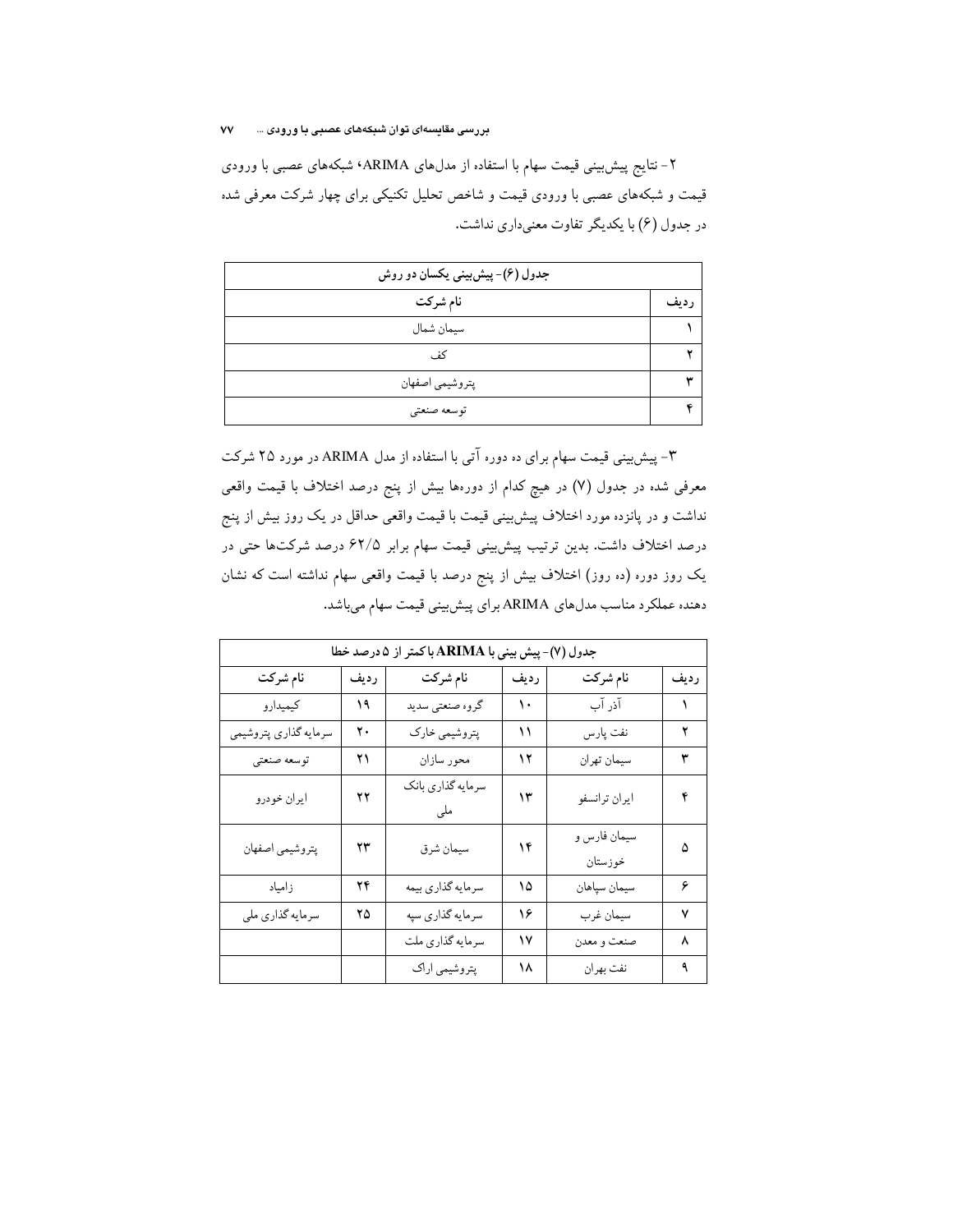۲- نتایج پیش‌بینی قیمت سهام با استفاده از مدل‌های ARIMA، شبکه‌های عصبی با ورودی قیمت و شبکه‌های عصبی با ورودی قیمت و شاخص تحلیل تکنیکی برای چهار شرکت معرفی شده در جدول (۶) با یکدیگر تفاوت معنی‌داری نداشت.

| جدول (۶)- پیش‌بینی یکسان دو روش | |
|---|---|
| ردیف | نام شرکت |
| ۱ | سیمان شمال |
| ۲ | کف |
| ۳ | پتروشیمی اصفهان |
| ۴ | توسعه صنعتی |

۳- پیش‌بینی قیمت سهام برای ده دوره آتی با استفاده از مدل ARIMA در مورد ۲۵ شرکت معرفی شده در جدول (۷) در هیچ کدام از دوره‌ها بیش از پنج درصد اختلاف با قیمت واقعی نداشت و در پانزده مورد اختلاف پیش‌بینی قیمت با قیمت واقعی حداقل در یک روز بیش از پنج درصد اختلاف داشت. بدین ترتیب پیش‌بینی قیمت سهام برابر ۶۲/۵ درصد شرکت‌ها حتی در یک روز دوره (ده روز) اختلاف بیش از پنج درصد با قیمت واقعی سهام نداشته است که نشان دهنده عملکرد مناسب مدل‌های ARIMA برای پیش‌بینی قیمت سهام می‌باشد.

| جدول (۷)- پیش بینی با ARIMA با کمتر از ۵ درصد خطا | | | | | |
|---|---|---|---|---|---|
| ردیف | نام شرکت | ردیف | نام شرکت | ردیف | نام شرکت |
| ۱ | آذر آب | ۱۰ | گروه صنعتی سدید | ۱۹ | کیمیدارو |
| ۲ | نفت پارس | ۱۱ | پتروشیمی خارک | ۲۰ | سرمایه گذاری پتروشیمی |
| ۳ | سیمان تهران | ۱۲ | محور سازان | ۲۱ | توسعه صنعتی |
| ۴ | ایران ترانسفو | ۱۳ | سرمایه گذاری بانک ملی | ۲۲ | ایران خودرو |
| ۵ | سیمان فارس و خوزستان | ۱۴ | سیمان شرق | ۲۳ | پتروشیمی اصفهان |
| ۶ | سیمان سپاهان | ۱۵ | سرمایه گذاری بیمه | ۲۴ | زامیاد |
| ۷ | سیمان غرب | ۱۶ | سرمایه گذاری سپه | ۲۵ | سرمایه گذاری ملی |
| ۸ | صنعت و معدن | ۱۷ | سرمایه گذاری ملت | | |
| ۹ | نفت بهران | ۱۸ | پتروشیمی اراک | | |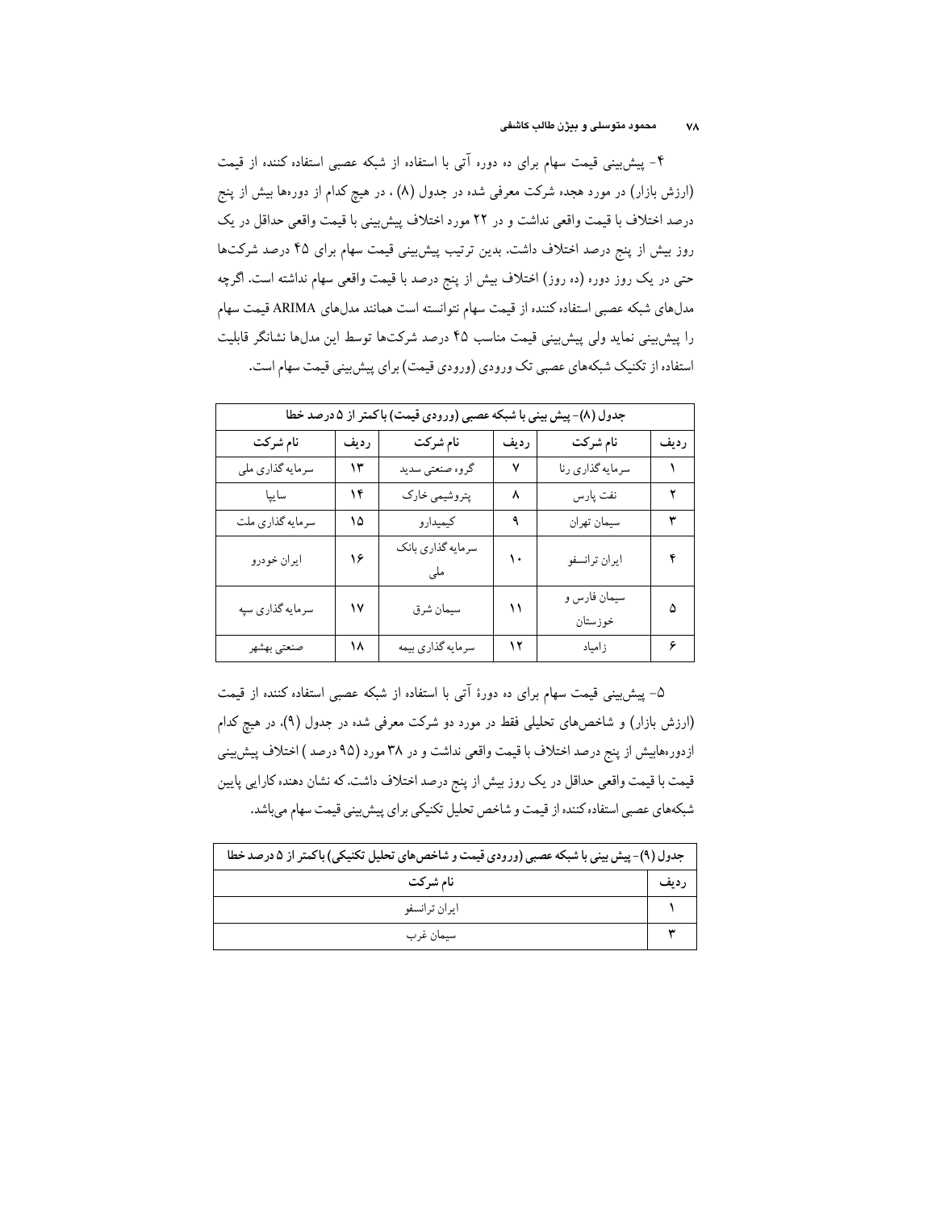۴- پیش‌بینی قیمت سهام برای ده دوره آتی با استفاده از شبکه عصبی استفاده کننده از قیمت (ارزش بازار) در مورد هجده شرکت معرفی شده در جدول (۸) ، در هیچ کدام از دوره‌ها بیش از پنج درصد اختلاف با قیمت واقعی نداشت و در ۲۲ مورد اختلاف پیش‌بینی با قیمت واقعی حداقل در یک روز بیش از پنج درصد اختلاف داشت. بدین ترتیب پیش‌بینی قیمت سهام برای ۴۵ درصد شرکت‌ها حتی در یک روز دوره (ده روز) اختلاف بیش از پنج درصد با قیمت واقعی سهام نداشته است. اگرچه مدل‌های شبکه عصبی استفاده کننده از قیمت سهام نتوانسته است همانند مدل‌های ARIMA قیمت سهام را پیش‌بینی نماید ولی پیش‌بینی قیمت مناسب ۴۵ درصد شرکت‌ها توسط این مدل‌ها نشانگر قابلیت استفاده از تکنیک شبکه‌های عصبی تک ورودی (ورودی قیمت) برای پیش‌بینی قیمت سهام است.

| جدول (۸)- پیش بینی با شبکه عصبی (ورودی قیمت) با کمتر از ۵ درصد خطا | | | | | |
|---|---|---|---|---|---|
| ردیف | نام شرکت | ردیف | نام شرکت | ردیف | نام شرکت |
| ۱ | سرمایه گذاری رنا | ۷ | گروه صنعتی سدید | ۱۳ | سرمایه گذاری ملی |
| ۲ | نفت پارس | ۸ | پتروشیمی خارک | ۱۴ | سایپا |
| ۳ | سیمان تهران | ۹ | کیمیدارو | ۱۵ | سرمایه گذاری ملت |
| ۴ | ایران ترانسفو | ۱۰ | سرمایه گذاری بانک ملی | ۱۶ | ایران خودرو |
| ۵ | سیمان فارس و خوزستان | ۱۱ | سیمان شرق | ۱۷ | سرمایه گذاری سپه |
| ۶ | زامیاد | ۱۲ | سرمایه گذاری بیمه | ۱۸ | صنعتی بهشهر |

۵- پیش‌بینی قیمت سهام برای ده دورهٔ آتی با استفاده از شبکه عصبی استفاده کننده از قیمت (ارزش بازار) و شاخص‌های تحلیلی فقط در مورد دو شرکت معرفی شده در جدول (۹)، در هیچ کدام ازدوره‌هابیش از پنج درصد اختلاف با قیمت واقعی نداشت و در ۳۸ مورد (۹۵ درصد ) اختلاف پیش‌بینی قیمت با قیمت واقعی حداقل در یک روز بیش از پنج درصد اختلاف داشت. که نشان دهنده کارایی پایین شبکه‌های عصبی استفاده کننده از قیمت و شاخص تحلیل تکنیکی برای پیش‌بینی قیمت سهام می‌باشد.

| جدول (۹)- پیش بینی با شبکه عصبی (ورودی قیمت و شاخص‌های تحلیل تکنیکی) باکمتر از ۵ درصد خطا | |
|---|---|
| ردیف | نام شرکت |
| ۱ | ایران ترانسفو |
| ۳ | سیمان غرب |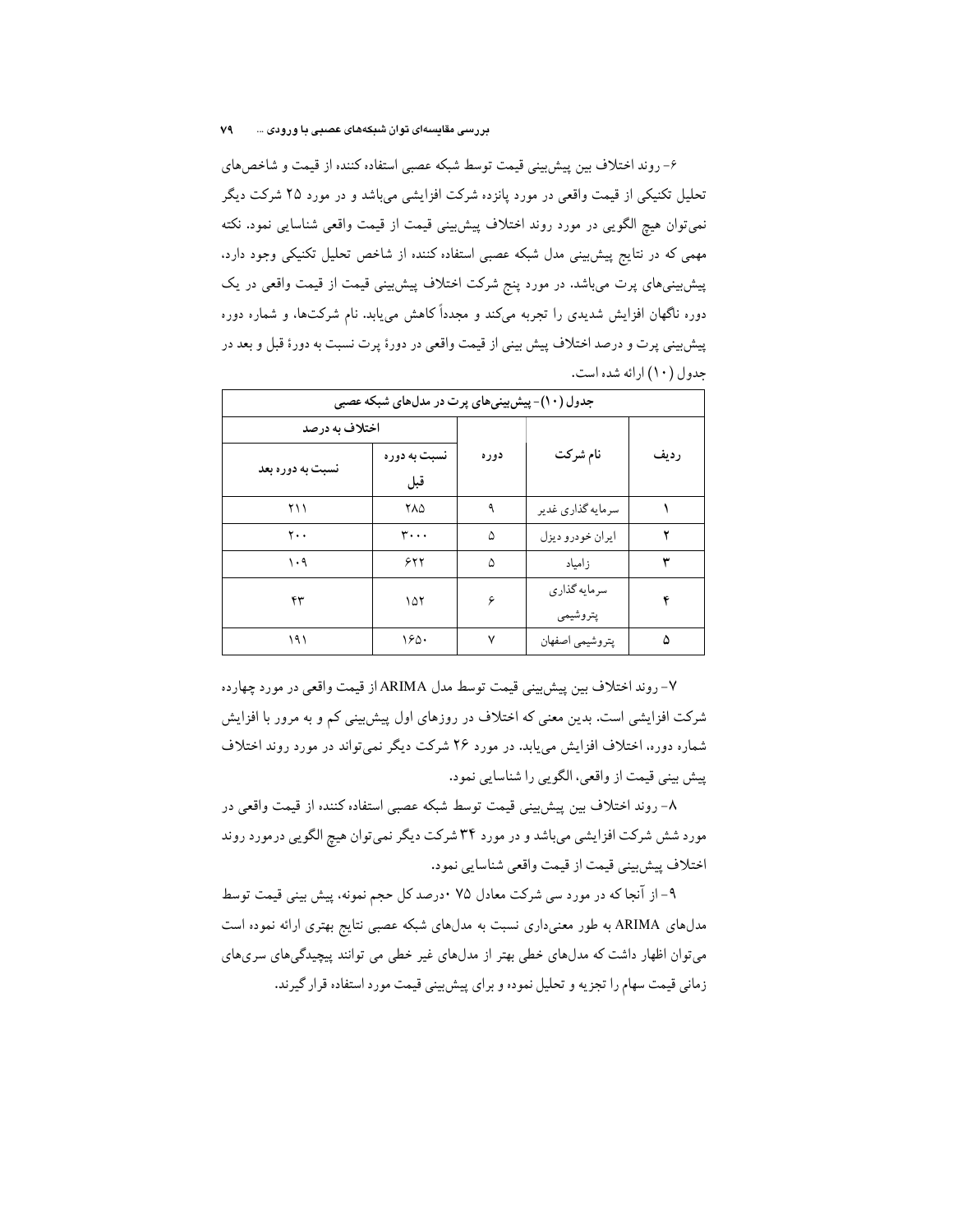۶- روند اختلاف بین پیش‌بینی قیمت توسط شبکه عصبی استفاده کننده از قیمت و شاخص‌های تحلیل تکنیکی از قیمت واقعی در مورد پانزده شرکت افزایشی می‌باشد و در مورد ۲۵ شرکت دیگر نمی‌توان هیچ الگویی در مورد روند اختلاف پیش‌بینی قیمت از قیمت واقعی شناسایی نمود. نکته مهمی که در نتایج پیش‌بینی مدل شبکه عصبی استفاده کننده از شاخص تحلیل تکنیکی وجود دارد، پیش‌بینی‌های پرت می‌باشد. در مورد پنج شرکت اختلاف پیش‌بینی قیمت از قیمت واقعی در یک دوره ناگهان افزایش شدیدی را تجربه می‌کند و مجدداً کاهش می‌یابد. نام شرکت‌ها، و شماره دوره پیش‌بینی پرت و درصد اختلاف پیش بینی از قیمت واقعی در دورهٔ پرت نسبت به دورهٔ قبل و بعد در جدول (۱۰) ارائه شده است.

جدول (۱۰)- پیش‌بینی‌های پرت در مدل‌های شبکه عصبی

| ردیف | نام شرکت | دوره | اختلاف به درصد | |
|---|---|---|---|---|
| | | | نسبت به دوره قبل | نسبت به دوره بعد |
| ۱ | سرمایه گذاری غدیر | ۹ | ۲۸۵ | ۲۱۱ |
| ۲ | ایران خودرو دیزل | ۵ | ۳۰۰۰ | ۲۰۰ |
| ۳ | زامیاد | ۵ | ۶۲۲ | ۱۰۹ |
| ۴ | سرمایه گذاری پتروشیمی | ۶ | ۱۵۲ | ۴۳ |
| ۵ | پتروشیمی اصفهان | ۷ | ۱۶۵۰ | ۱۹۱ |

۷- روند اختلاف بین پیش‌بینی قیمت توسط مدل ARIMA از قیمت واقعی در مورد چهارده شرکت افزایشی است. بدین معنی که اختلاف در روزهای اول پیش‌بینی کم و به مرور با افزایش شماره دوره، اختلاف افزایش می‌یابد. در مورد ۲۶ شرکت دیگر نمی‌تواند در مورد روند اختلاف پیش بینی قیمت از واقعی، الگویی را شناسایی نمود.

۸- روند اختلاف بین پیش‌بینی قیمت توسط شبکه عصبی استفاده کننده از قیمت واقعی در مورد شش شرکت افزایشی می‌باشد و در مورد ۳۴ شرکت دیگر نمی‌توان هیچ الگویی درمورد روند اختلاف پیش‌بینی قیمت از قیمت واقعی شناسایی نمود.

۹- از آنجا که در مورد سی شرکت معادل ۷۵ ۰درصد کل حجم نمونه، پیش بینی قیمت توسط مدل‌های ARIMA به طور معنی‌داری نسبت به مدل‌های شبکه عصبی نتایج بهتری ارائه نموده است می‌توان اظهار داشت که مدل‌های خطی بهتر از مدل‌های غیر خطی می توانند پیچیدگی‌های سری‌های زمانی قیمت سهام را تجزیه و تحلیل نموده و برای پیش‌بینی قیمت مورد استفاده قرار گیرند.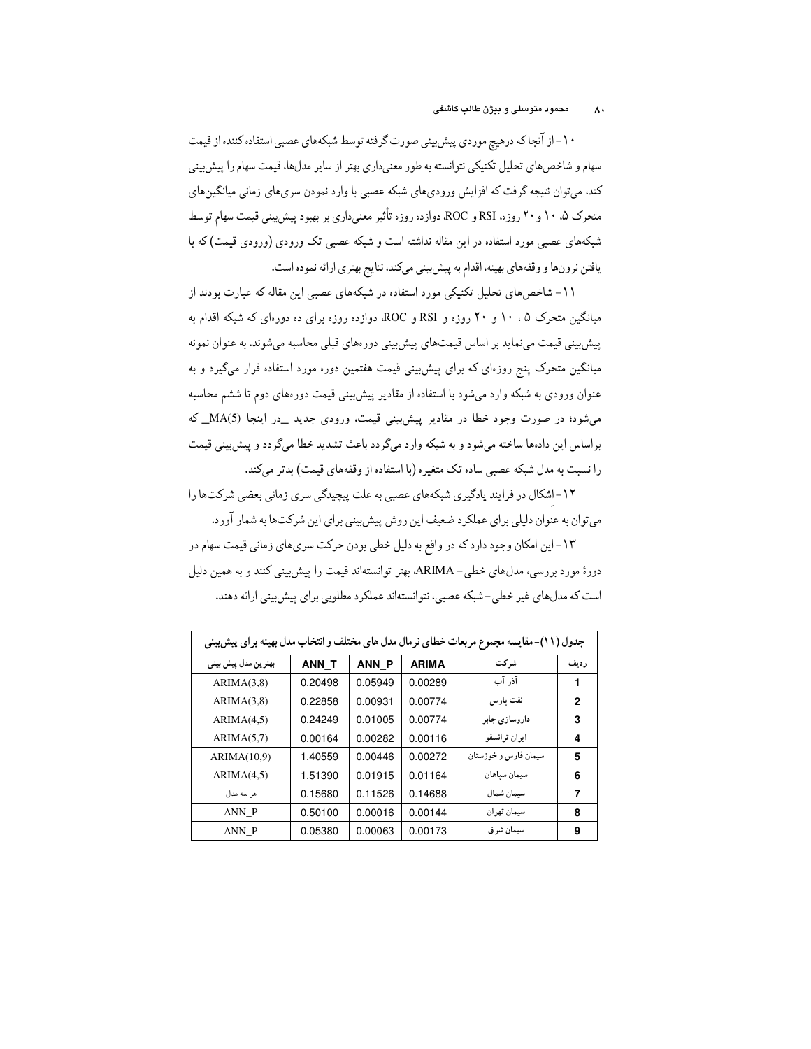۱۰- از آنجاکه درهیچ موردی پیش‌بینی صورت گرفته توسط شبکه‌های عصبی استفاده‌کننده از قیمت سهام و شاخص‌های تحلیل تکنیکی نتوانسته به طور معنی‌داری بهتر از سایر مدل‌ها، قیمت سهام را پیش‌بینی کند، می‌توان نتیجه گرفت که افزایش ورودی‌های شبکه عصبی با وارد نمودن سری‌های زمانی میانگین‌های متحرک ۵، ۱۰ و ۲۰ روزه، RSI و ROC، دوازده روزه تأثیر معنی‌داری بر بهبود پیش‌بینی قیمت سهام توسط شبکه‌های عصبی مورد استفاده در این مقاله نداشته است و شبکه عصبی تک ورودی (ورودی قیمت) که با یافتن نرون‌ها و وقفه‌های بهینه، اقدام به پیش‌بینی می‌کند، نتایج بهتری ارائه نموده است.

۱۱- شاخص‌های تحلیل تکنیکی مورد استفاده در شبکه‌های عصبی این مقاله که عبارت بودند از میانگین متحرک ۵ ، ۱۰ و ۲۰ روزه و RSI و ROC، دوازده روزه برای ده دوره‌ای که شبکه اقدام به پیش‌بینی قیمت می‌نماید بر اساس قیمت‌های پیش‌بینی دوره‌های قبلی محاسبه می‌شوند. به عنوان نمونه میانگین متحرک پنج روزه‌ای که برای پیش‌بینی قیمت هفتمین دوره مورد استفاده قرار می‌گیرد و به عنوان ورودی به شبکه وارد می‌شود با استفاده از مقادیر پیش‌بینی قیمت دوره‌های دوم تا ششم محاسبه می‌شود؛ در صورت وجود خطا در مقادیر پیش‌بینی قیمت، ورودی جدید _در اینجا MA(5)_ که براساس این داده‌ها ساخته می‌شود و به شبکه وارد می‌گردد باعث تشدید خطا می‌گردد و پیش‌بینی قیمت را نسبت به مدل شبکه عصبی ساده تک متغیره (با استفاده از وقفه‌های قیمت) بدتر می‌کند.

۱۲- اشکال در فرایند یادگیری شبکه‌های عصبی به علت پیچیدگی سری زمانی بعضی شرکت‌ها را می‌توان به عنوان دلیلی برای عملکرد ضعیف این روش پیش‌بینی برای این شرکت‌ها به شمار آورد.

۱۳- این امکان وجود دارد که در واقع به دلیل خطی بودن حرکت سری‌های زمانی قیمت سهام در دورهٔ مورد بررسی، مدل‌های خطی- ARIMA، بهتر توانسته‌اند قیمت را پیش‌بینی کنند و به همین دلیل است که مدل‌های غیر خطی- شبکه عصبی، نتوانسته‌اند عملکرد مطلوبی برای پیش‌بینی ارائه دهند.

جدول (۱۱)- مقایسه مجموع مربعات خطای نرمال مدل های مختلف و انتخاب مدل بهینه برای پیش‌بینی

| ردیف | شرکت | ARIMA | ANN_P | ANN_T | بهترین مدل پیش بینی |
|---|---|---|---|---|---|
| 1 | آذر آب | 0.00289 | 0.05949 | 0.20498 | ARIMA(3,8) |
| 2 | نفت پارس | 0.00774 | 0.00931 | 0.22858 | ARIMA(3,8) |
| 3 | داروسازی جابر | 0.00774 | 0.01005 | 0.24249 | ARIMA(4,5) |
| 4 | ایران ترانسفو | 0.00116 | 0.00282 | 0.00164 | ARIMA(5,7) |
| 5 | سیمان فارس و خوزستان | 0.00272 | 0.00446 | 1.40559 | ARIMA(10,9) |
| 6 | سیمان سپاهان | 0.01164 | 0.01915 | 1.51390 | ARIMA(4,5) |
| 7 | سیمان شمال | 0.14688 | 0.11526 | 0.15680 | هر سه مدل |
| 8 | سیمان تهران | 0.00144 | 0.00016 | 0.50100 | ANN_P |
| 9 | سیمان شرق | 0.00173 | 0.00063 | 0.05380 | ANN_P |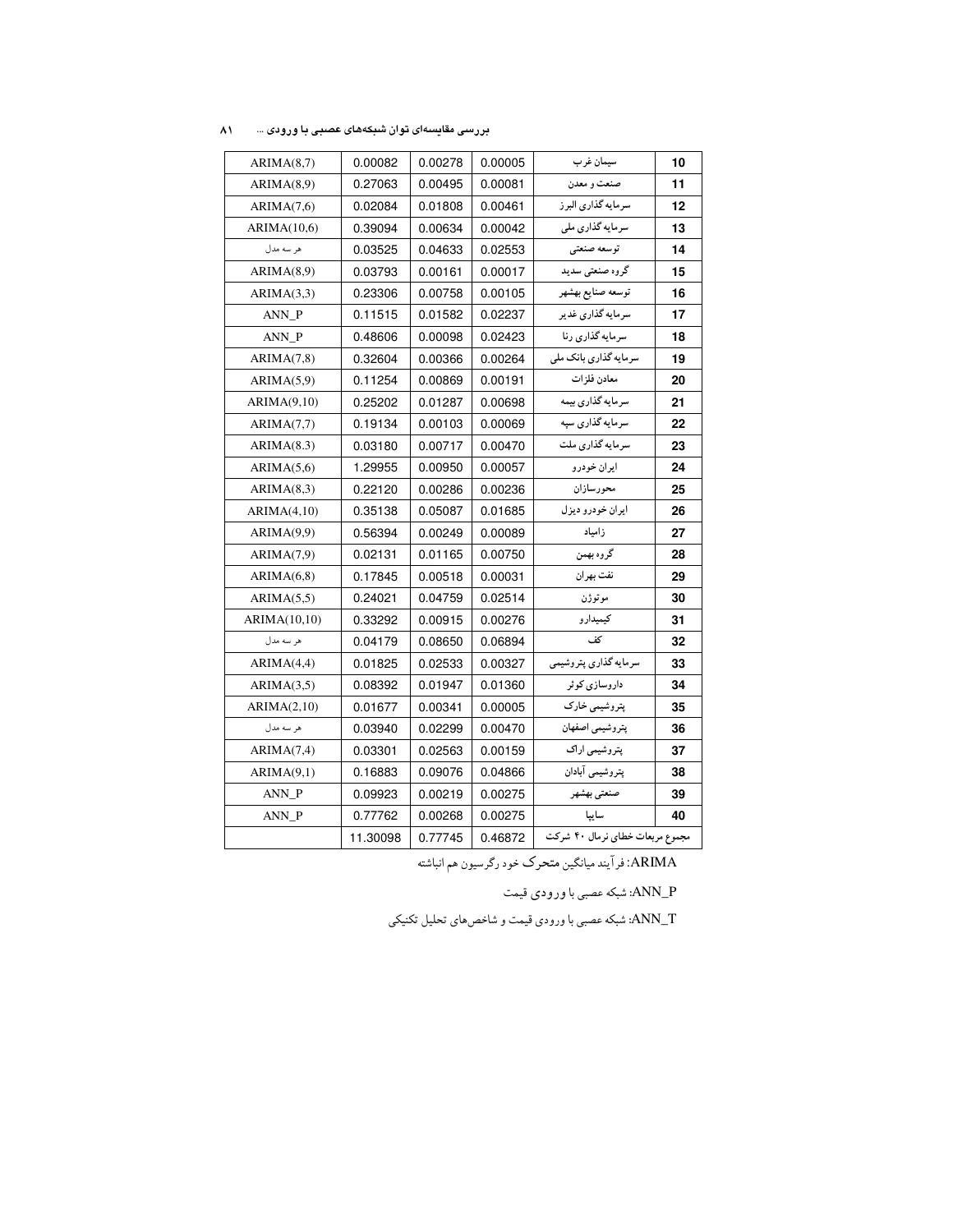| ARIMA(8,7) | 0.00082 | 0.00278 | 0.00005 | سیمان غرب | 10 |
|---|---|---|---|---|---|
| ARIMA(8,9) | 0.27063 | 0.00495 | 0.00081 | صنعت و معدن | 11 |
| ARIMA(7,6) | 0.02084 | 0.01808 | 0.00461 | سرمایه گذاری البرز | 12 |
| ARIMA(10,6) | 0.39094 | 0.00634 | 0.00042 | سرمایه گذاری ملی | 13 |
| هر سه مدل | 0.03525 | 0.04633 | 0.02553 | توسعه صنعتی | 14 |
| ARIMA(8,9) | 0.03793 | 0.00161 | 0.00017 | گروه صنعتی سدید | 15 |
| ARIMA(3,3) | 0.23306 | 0.00758 | 0.00105 | توسعه صنایع بهشهر | 16 |
| ANN_P | 0.11515 | 0.01582 | 0.02237 | سرمایه گذاری غدیر | 17 |
| ANN_P | 0.48606 | 0.00098 | 0.02423 | سرمایه گذاری رنا | 18 |
| ARIMA(7,8) | 0.32604 | 0.00366 | 0.00264 | سرمایه گذاری بانک ملی | 19 |
| ARIMA(5,9) | 0.11254 | 0.00869 | 0.00191 | معادن فلزات | 20 |
| ARIMA(9,10) | 0.25202 | 0.01287 | 0.00698 | سرمایه گذاری بیمه | 21 |
| ARIMA(7,7) | 0.19134 | 0.00103 | 0.00069 | سرمایه گذاری سپه | 22 |
| ARIMA(8.3) | 0.03180 | 0.00717 | 0.00470 | سرمایه گذاری ملت | 23 |
| ARIMA(5,6) | 1.29955 | 0.00950 | 0.00057 | ایران خودرو | 24 |
| ARIMA(8,3) | 0.22120 | 0.00286 | 0.00236 | محورسازان | 25 |
| ARIMA(4,10) | 0.35138 | 0.05087 | 0.01685 | ایران خودرو دیزل | 26 |
| ARIMA(9,9) | 0.56394 | 0.00249 | 0.00089 | زامیاد | 27 |
| ARIMA(7,9) | 0.02131 | 0.01165 | 0.00750 | گروه بهمن | 28 |
| ARIMA(6,8) | 0.17845 | 0.00518 | 0.00031 | نفت بهران | 29 |
| ARIMA(5,5) | 0.24021 | 0.04759 | 0.02514 | موتوژن | 30 |
| ARIMA(10,10) | 0.33292 | 0.00915 | 0.00276 | کیمیدارو | 31 |
| هر سه مدل | 0.04179 | 0.08650 | 0.06894 | کف | 32 |
| ARIMA(4,4) | 0.01825 | 0.02533 | 0.00327 | سرمایه گذاری پتروشیمی | 33 |
| ARIMA(3,5) | 0.08392 | 0.01947 | 0.01360 | داروسازی کوثر | 34 |
| ARIMA(2,10) | 0.01677 | 0.00341 | 0.00005 | پتروشیمی خارک | 35 |
| هر سه مدل | 0.03940 | 0.02299 | 0.00470 | پتروشیمی اصفهان | 36 |
| ARIMA(7,4) | 0.03301 | 0.02563 | 0.00159 | پتروشیمی اراک | 37 |
| ARIMA(9,1) | 0.16883 | 0.09076 | 0.04866 | پتروشیمی آبادان | 38 |
| ANN_P | 0.09923 | 0.00219 | 0.00275 | صنعتی بهشهر | 39 |
| ANN_P | 0.77762 | 0.00268 | 0.00275 | سایپا | 40 |
| | 11.30098 | 0.77745 | 0.46872 | مجموع مربعات خطای نرمال ۴۰ شرکت | |

ARIMA: فرآیند میانگین متحرک خود رگرسیون هم انباشته

ANN_P: شبکه عصبی با ورودی قیمت

ANN_T: شبکه عصبی با ورودی قیمت و شاخص‌های تحلیل تکنیکی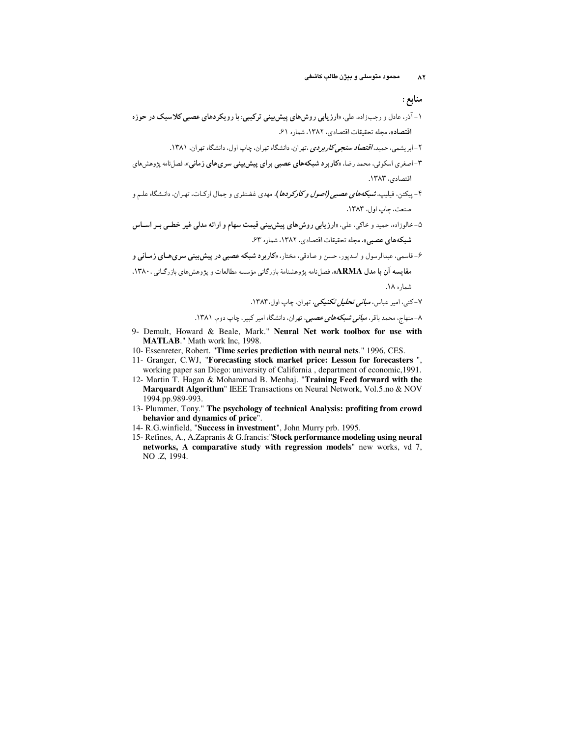## منابع :

۱- آذر، عادل و رجب‌زاده، علی، «**ارزیابی روش‌های پیش‌بینی ترکیبی: با رویکردهای عصبی کلاسیک در حوزه اقتصاد**»، مجله تحقیقات اقتصادی، ۱۳۸۲، شماره ۶۱.

۲- ابریشمی، حمید، ***اقتصاد سنجی کاربردی***، تهران، دانشگاه تهران، چاپ اول، دانشگاه تهران، ۱۳۸۱.

۳- اصغری اسکوئی، محمد رضا، «**کاربرد شبکه‌های عصبی برای پیش‌بینی سری‌های زمانی**»، فصل‌نامه پژوهش‌های اقتصادی، ۱۳۸۳.

۴- پیکتن، فیلیپ، ***شبکه‌های عصبی (اصول و کارکردها)***، مهدی غضنفری و جمال ارکات، تهران، دانشگاه علم و صنعت، چاپ اول، ۱۳۸۳.

۵- خالوزاده، حمید و خاکی، علی، «**ارزیابی روش‌های پیش‌بینی قیمت سهام و ارائه مدلی غیر خطی بر اساس شبکه‌های عصبی**»، مجله تحقیقات اقتصادی، ۱۳۸۲، شماره ۶۳.

۶- قاسمی، عبدالرسول و اسدپور، حسن و صادقی، مختار، «**کاربرد شبکه عصبی در پیش‌بینی سری‌های زمانی و مقایسه آن با مدل ARMA**»، فصل‌نامه پژوهشنامهٔ بازرگانی مؤسسه مطالعات و پژوهش‌های بازرگانی، ۱۳۸۰، شماره ۱۸.

۷- کنی، امیر عباس، ***مبانی تحلیل تکنیکی***، تهران، چاپ اول، ۱۳۸۳.

۸- منهاج، محمد باقر، ***مبانی شبکه‌های عصبی***، تهران، دانشگاه امیر کبیر، چاپ دوم، ۱۳۸۱.

9- Demult, Howard & Beale, Mark." **Neural Net work toolbox for use with MATLAB**." Math work Inc, 1998.

10- Essenreter, Robert. "**Time series prediction with neural nets**." 1996, CES.

11- Granger, C.WJ, "**Forecasting stock market price: Lesson for forecasters** ", working paper san Diego: university of California , department of economic,1991.

12- Martin T. Hagan & Mohammad B. Menhaj. "**Training Feed forward with the Marquardt Algorithm**" IEEE Transactions on Neural Network, Vol.5.no & NOV 1994.pp.989-993.

13- Plummer, Tony." **The psychology of technical Analysis: profiting from crowd behavior and dynamics of price**".

14- R.G.winfield, "**Success in investment**", John Murry prb. 1995.

15- Refines, A., A.Zapranis & G.francis:"**Stock performance modeling using neural networks, A comparative study with regression models**" new works, vd 7, NO .Z, 1994.